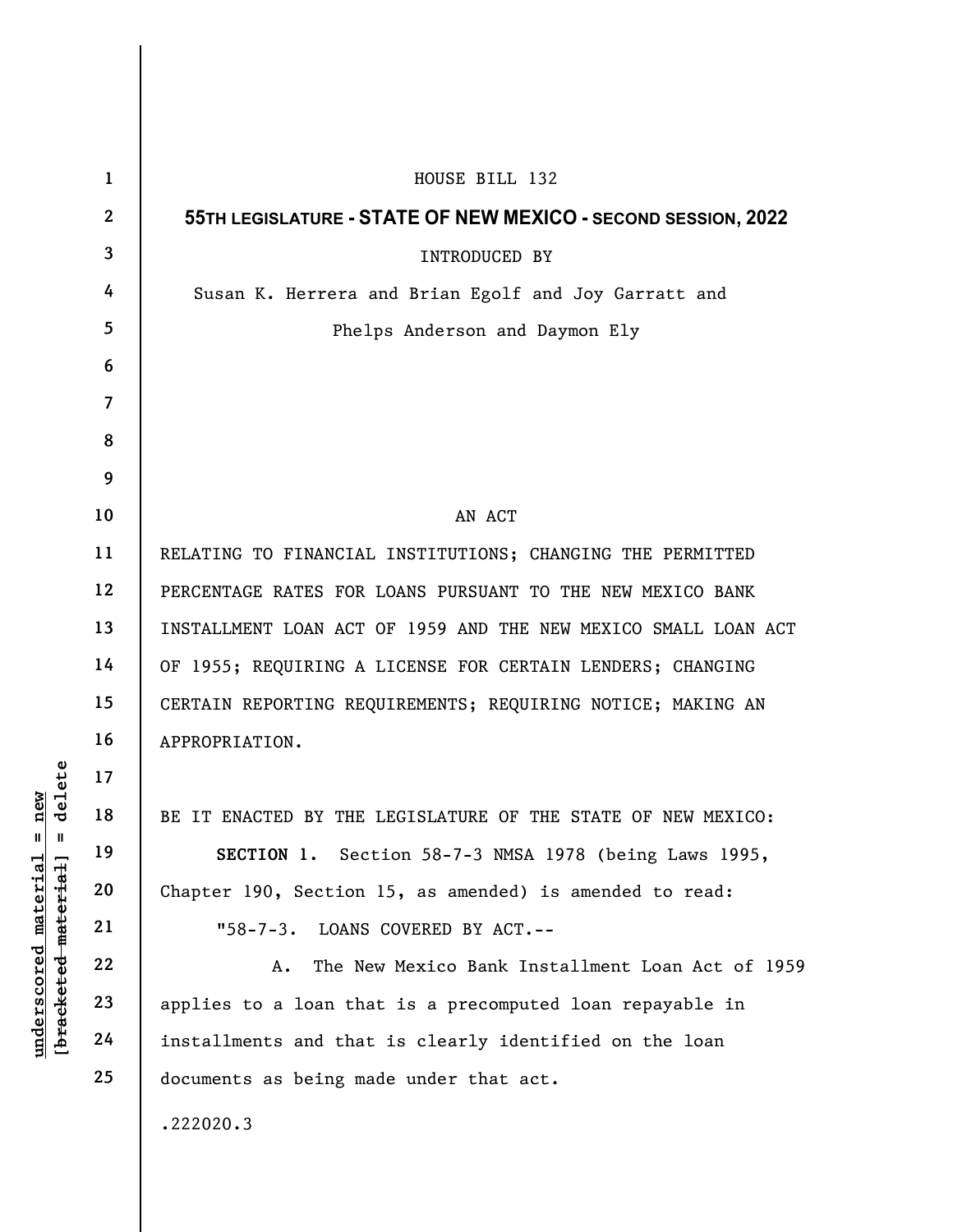HOUSE BILL 132

**55TH LEGISLATURE - STATE OF NEW MEXICO - SECOND SESSION, 2022**

INTRODUCED BY

Susan K. Herrera and Brian Egolf and Joy Garratt and Phelps Anderson and Daymon Ely

AN ACT

RELATING TO FINANCIAL INSTITUTIONS; CHANGING THE PERMITTED PERCENTAGE RATES FOR LOANS PURSUANT TO THE NEW MEXICO BANK INSTALLMENT LOAN ACT OF 1959 AND THE NEW MEXICO SMALL LOAN ACT OF 1955; REQUIRING A LICENSE FOR CERTAIN LENDERS; CHANGING CERTAIN REPORTING REQUIREMENTS; REQUIRING NOTICE; MAKING AN APPROPRIATION.

BE IT ENACTED BY THE LEGISLATURE OF THE STATE OF NEW MEXICO:

**SECTION 1.** Section 58-7-3 NMSA 1978 (being Laws 1995, Chapter 190, Section 15, as amended) is amended to read:

"58-7-3. LOANS COVERED BY ACT.--

A. The New Mexico Bank Installment Loan Act of 1959 applies to a loan that is a precomputed loan repayable in installments and that is clearly identified on the loan documents as being made under that act.

.222020.3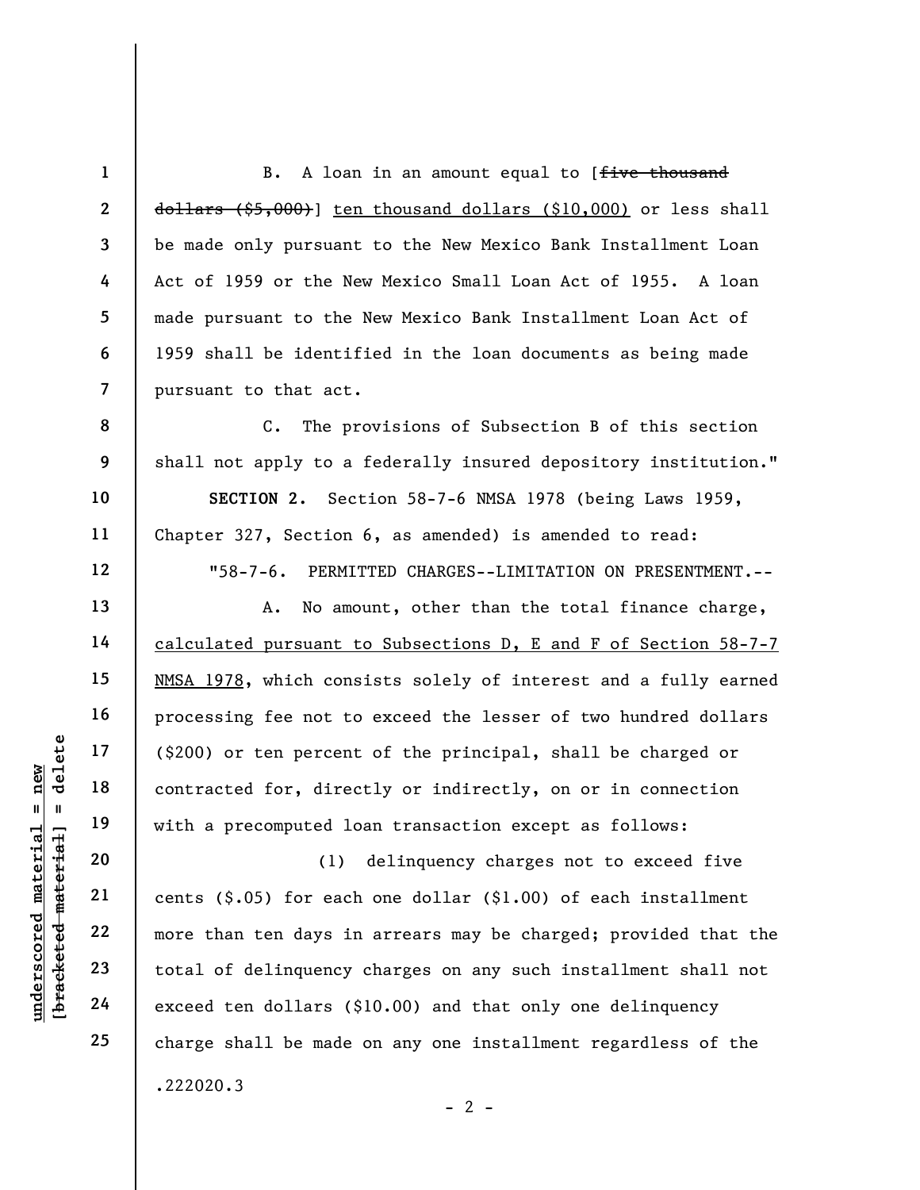B. A loan in an amount equal to [~~five thousand dollars ($5,000)~~] <u>ten thousand dollars ($10,000)</u> or less shall be made only pursuant to the New Mexico Bank Installment Loan Act of 1959 or the New Mexico Small Loan Act of 1955. A loan made pursuant to the New Mexico Bank Installment Loan Act of 1959 shall be identified in the loan documents as being made pursuant to that act.

C. The provisions of Subsection B of this section shall not apply to a federally insured depository institution."

**SECTION 2.** Section 58-7-6 NMSA 1978 (being Laws 1959, Chapter 327, Section 6, as amended) is amended to read:

"58-7-6. PERMITTED CHARGES--LIMITATION ON PRESENTMENT.--

A. No amount, other than the total finance charge, <u>calculated pursuant to Subsections D, E and F of Section 58-7-7 NMSA 1978</u>, which consists solely of interest and a fully earned processing fee not to exceed the lesser of two hundred dollars ($200) or ten percent of the principal, shall be charged or contracted for, directly or indirectly, on or in connection with a precomputed loan transaction except as follows:

(1) delinquency charges not to exceed five cents ($.05) for each one dollar ($1.00) of each installment more than ten days in arrears may be charged; provided that the total of delinquency charges on any such installment shall not exceed ten dollars ($10.00) and that only one delinquency charge shall be made on any one installment regardless of the

.222020.3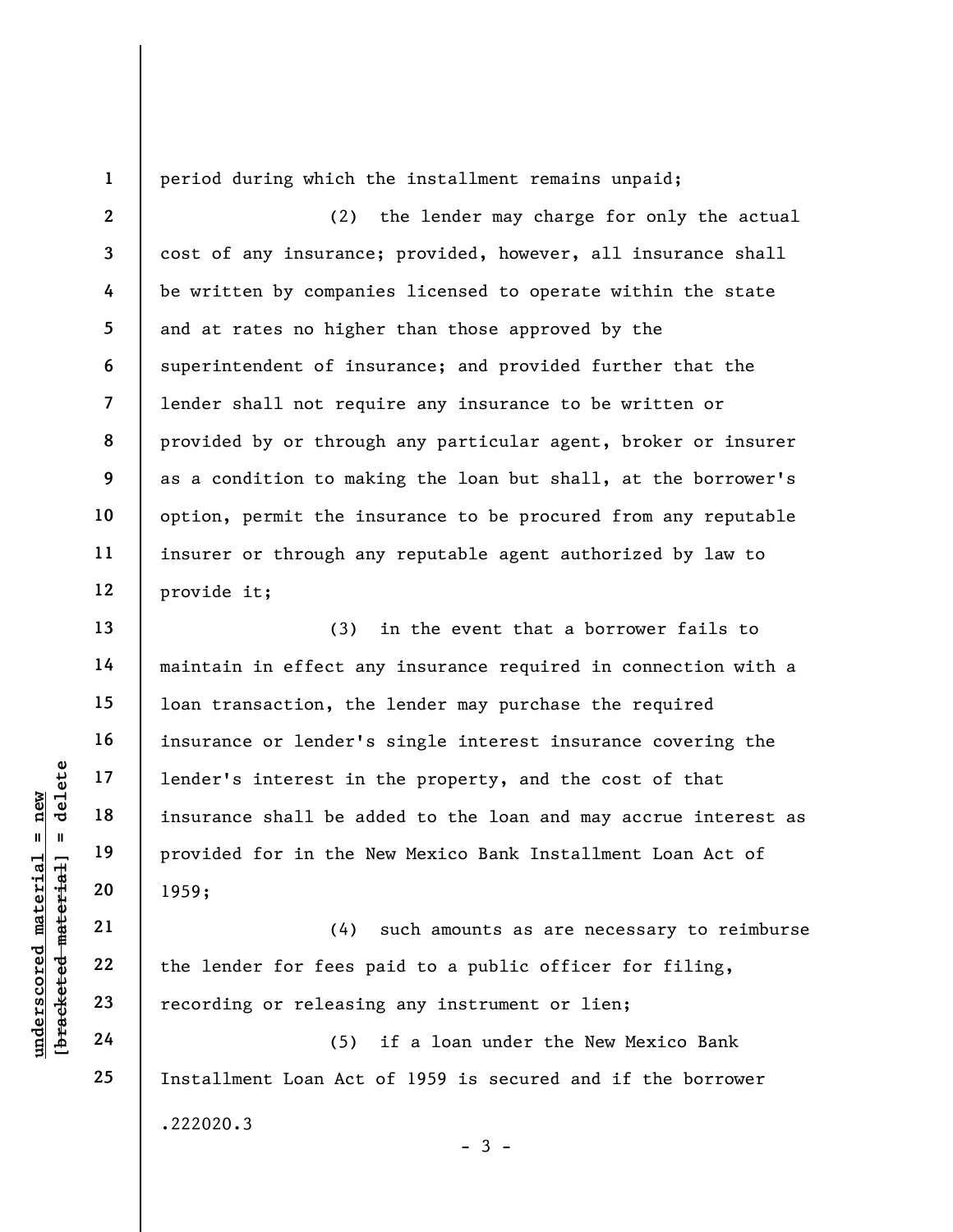period during which the installment remains unpaid;

(2) the lender may charge for only the actual cost of any insurance; provided, however, all insurance shall be written by companies licensed to operate within the state and at rates no higher than those approved by the superintendent of insurance; and provided further that the lender shall not require any insurance to be written or provided by or through any particular agent, broker or insurer as a condition to making the loan but shall, at the borrower's option, permit the insurance to be procured from any reputable insurer or through any reputable agent authorized by law to provide it;

(3) in the event that a borrower fails to maintain in effect any insurance required in connection with a loan transaction, the lender may purchase the required insurance or lender's single interest insurance covering the lender's interest in the property, and the cost of that insurance shall be added to the loan and may accrue interest as provided for in the New Mexico Bank Installment Loan Act of 1959;

(4) such amounts as are necessary to reimburse the lender for fees paid to a public officer for filing, recording or releasing any instrument or lien;

(5) if a loan under the New Mexico Bank Installment Loan Act of 1959 is secured and if the borrower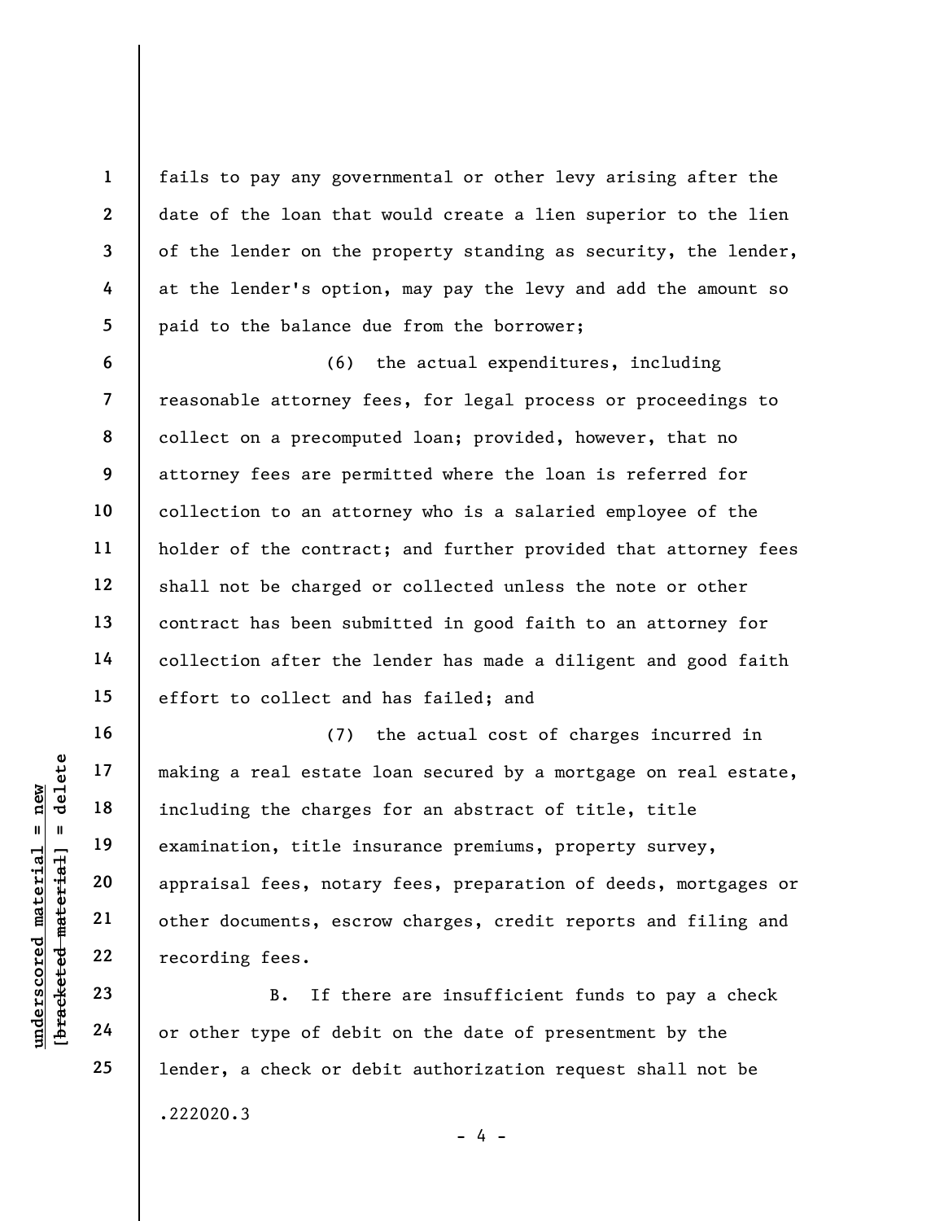fails to pay any governmental or other levy arising after the date of the loan that would create a lien superior to the lien of the lender on the property standing as security, the lender, at the lender's option, may pay the levy and add the amount so paid to the balance due from the borrower;

(6) the actual expenditures, including reasonable attorney fees, for legal process or proceedings to collect on a precomputed loan; provided, however, that no attorney fees are permitted where the loan is referred for collection to an attorney who is a salaried employee of the holder of the contract; and further provided that attorney fees shall not be charged or collected unless the note or other contract has been submitted in good faith to an attorney for collection after the lender has made a diligent and good faith effort to collect and has failed; and

(7) the actual cost of charges incurred in making a real estate loan secured by a mortgage on real estate, including the charges for an abstract of title, title examination, title insurance premiums, property survey, appraisal fees, notary fees, preparation of deeds, mortgages or other documents, escrow charges, credit reports and filing and recording fees.

B. If there are insufficient funds to pay a check or other type of debit on the date of presentment by the lender, a check or debit authorization request shall not be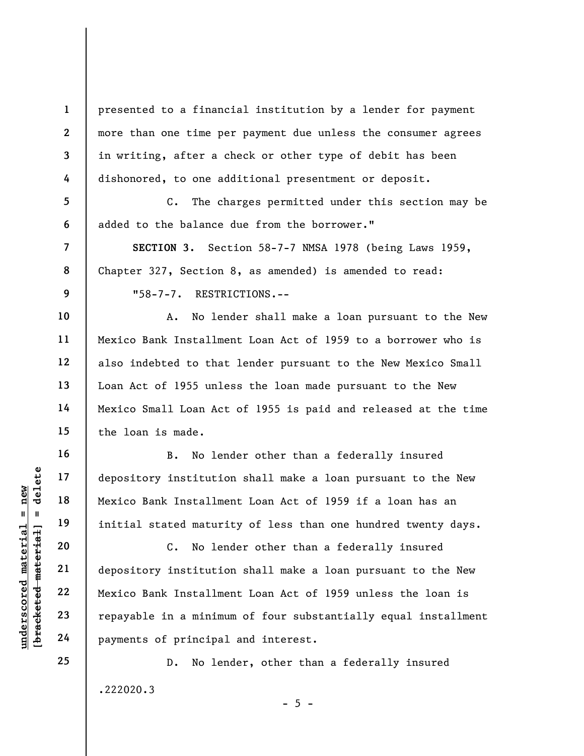presented to a financial institution by a lender for payment more than one time per payment due unless the consumer agrees in writing, after a check or other type of debit has been dishonored, to one additional presentment or deposit.

C. The charges permitted under this section may be added to the balance due from the borrower."

**SECTION 3.** Section 58-7-7 NMSA 1978 (being Laws 1959, Chapter 327, Section 8, as amended) is amended to read:

"58-7-7. RESTRICTIONS.--

A. No lender shall make a loan pursuant to the New Mexico Bank Installment Loan Act of 1959 to a borrower who is also indebted to that lender pursuant to the New Mexico Small Loan Act of 1955 unless the loan made pursuant to the New Mexico Small Loan Act of 1955 is paid and released at the time the loan is made.

B. No lender other than a federally insured depository institution shall make a loan pursuant to the New Mexico Bank Installment Loan Act of 1959 if a loan has an initial stated maturity of less than one hundred twenty days.

C. No lender other than a federally insured depository institution shall make a loan pursuant to the New Mexico Bank Installment Loan Act of 1959 unless the loan is repayable in a minimum of four substantially equal installment payments of principal and interest.

D. No lender, other than a federally insured

.222020.3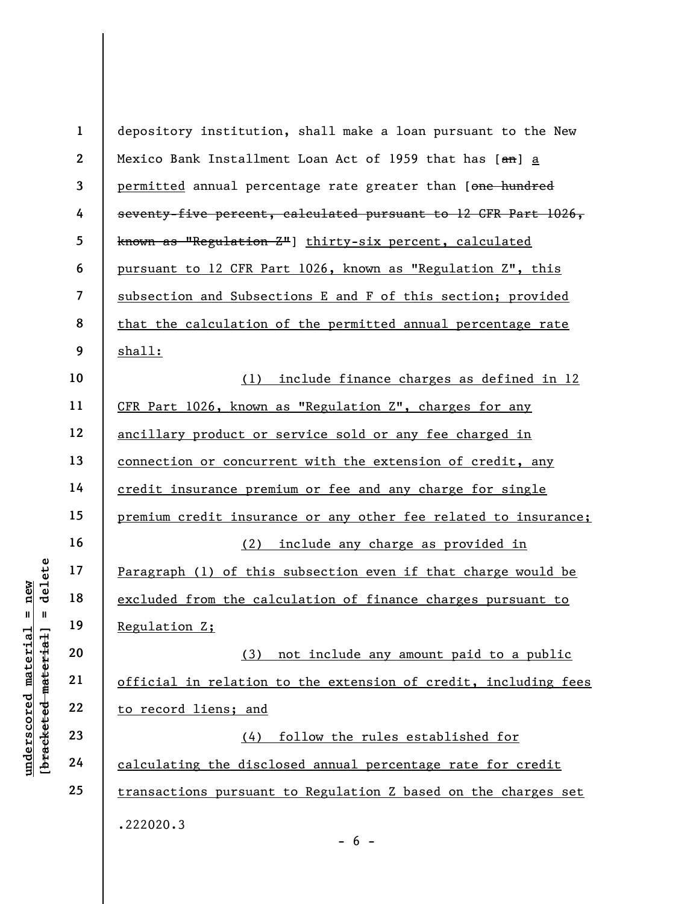depository institution, shall make a loan pursuant to the New Mexico Bank Installment Loan Act of 1959 that has [~~an~~] <u>a permitted</u> annual percentage rate greater than [~~one hundred seventy-five percent, calculated pursuant to 12 CFR Part 1026, known as "Regulation Z"~~] <u>thirty-six percent, calculated pursuant to 12 CFR Part 1026, known as "Regulation Z", this subsection and Subsections E and F of this section; provided that the calculation of the permitted annual percentage rate shall:</u>

<u>(1) include finance charges as defined in 12 CFR Part 1026, known as "Regulation Z", charges for any ancillary product or service sold or any fee charged in connection or concurrent with the extension of credit, any credit insurance premium or fee and any charge for single premium credit insurance or any other fee related to insurance;</u>

<u>(2) include any charge as provided in Paragraph (1) of this subsection even if that charge would be excluded from the calculation of finance charges pursuant to Regulation Z;</u>

<u>(3) not include any amount paid to a public official in relation to the extension of credit, including fees to record liens; and</u>

<u>(4) follow the rules established for calculating the disclosed annual percentage rate for credit transactions pursuant to Regulation Z based on the charges set</u>

.222020.3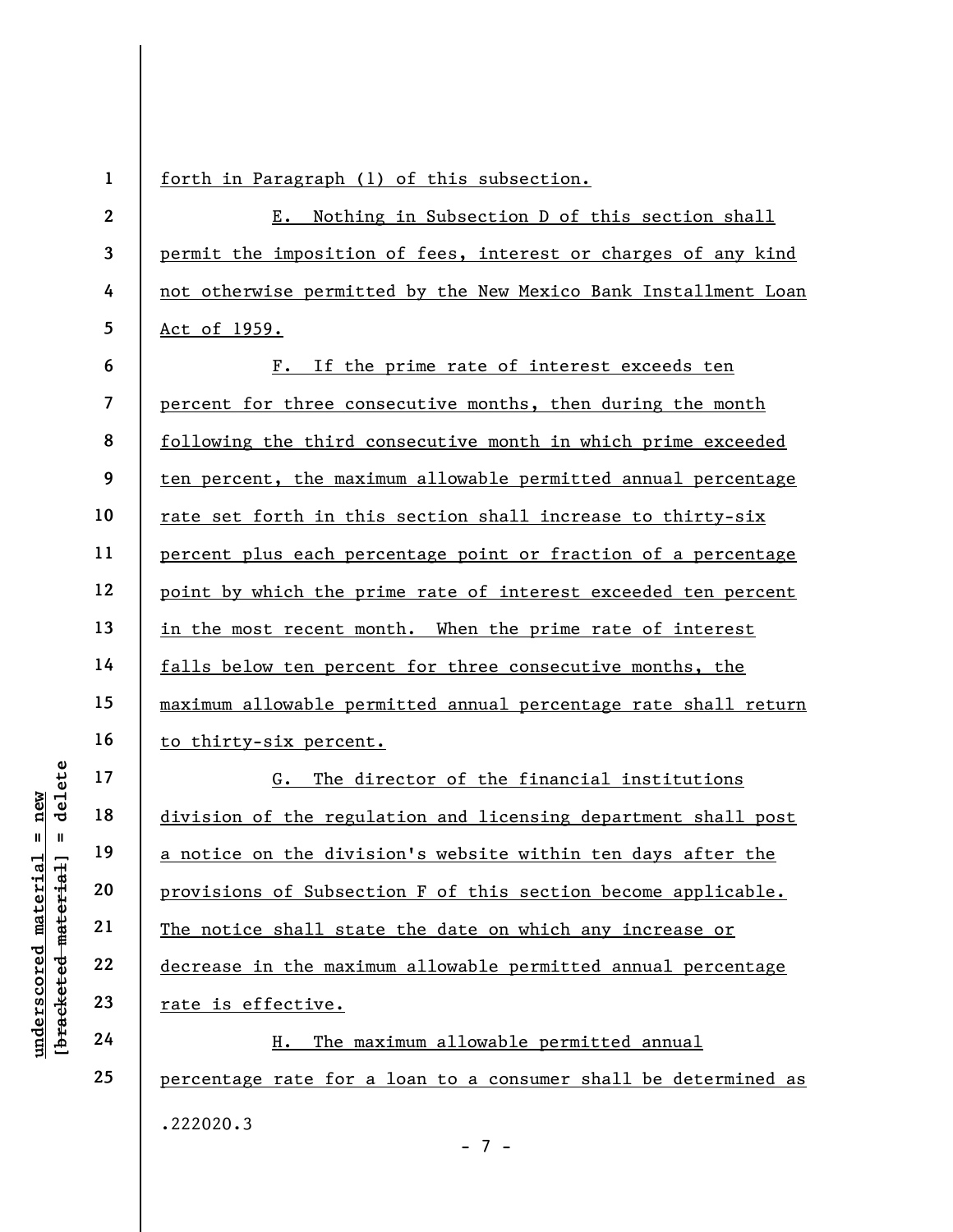forth in Paragraph (1) of this subsection.

E. Nothing in Subsection D of this section shall permit the imposition of fees, interest or charges of any kind not otherwise permitted by the New Mexico Bank Installment Loan Act of 1959.

F. If the prime rate of interest exceeds ten percent for three consecutive months, then during the month following the third consecutive month in which prime exceeded ten percent, the maximum allowable permitted annual percentage rate set forth in this section shall increase to thirty-six percent plus each percentage point or fraction of a percentage point by which the prime rate of interest exceeded ten percent in the most recent month. When the prime rate of interest falls below ten percent for three consecutive months, the maximum allowable permitted annual percentage rate shall return to thirty-six percent.

G. The director of the financial institutions division of the regulation and licensing department shall post a notice on the division's website within ten days after the provisions of Subsection F of this section become applicable. The notice shall state the date on which any increase or decrease in the maximum allowable permitted annual percentage rate is effective.

H. The maximum allowable permitted annual percentage rate for a loan to a consumer shall be determined as

.222020.3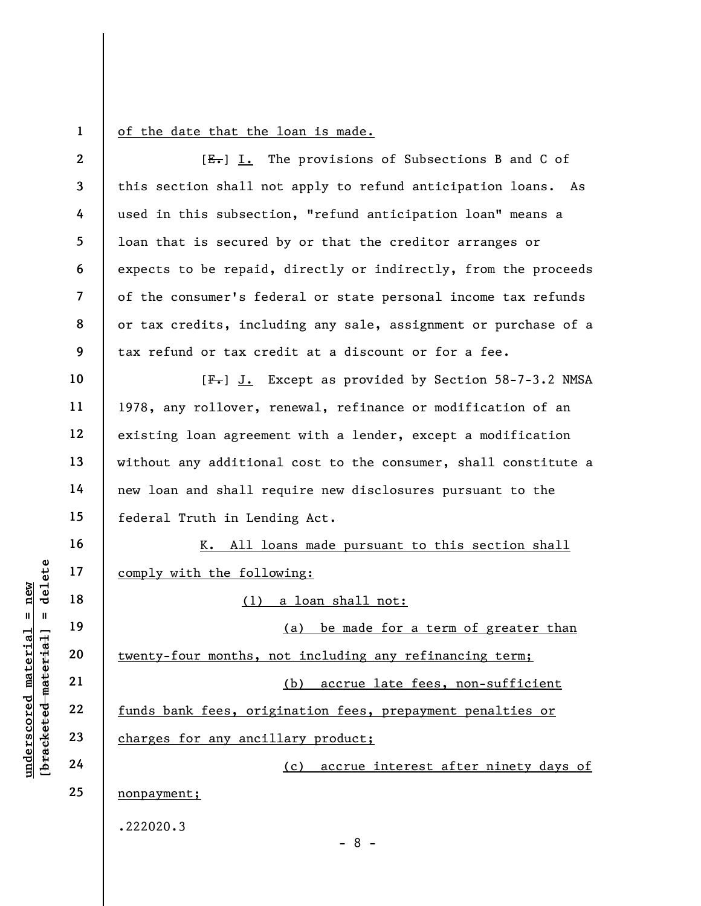of the date that the loan is made.

[~~E.~~] I. The provisions of Subsections B and C of this section shall not apply to refund anticipation loans. As used in this subsection, "refund anticipation loan" means a loan that is secured by or that the creditor arranges or expects to be repaid, directly or indirectly, from the proceeds of the consumer's federal or state personal income tax refunds or tax credits, including any sale, assignment or purchase of a tax refund or tax credit at a discount or for a fee.

[~~F.~~] J. Except as provided by Section 58-7-3.2 NMSA 1978, any rollover, renewal, refinance or modification of an existing loan agreement with a lender, except a modification without any additional cost to the consumer, shall constitute a new loan and shall require new disclosures pursuant to the federal Truth in Lending Act.

K. All loans made pursuant to this section shall comply with the following:

(1) a loan shall not:

(a) be made for a term of greater than twenty-four months, not including any refinancing term;

(b) accrue late fees, non-sufficient funds bank fees, origination fees, prepayment penalties or charges for any ancillary product;

(c) accrue interest after ninety days of nonpayment;

.222020.3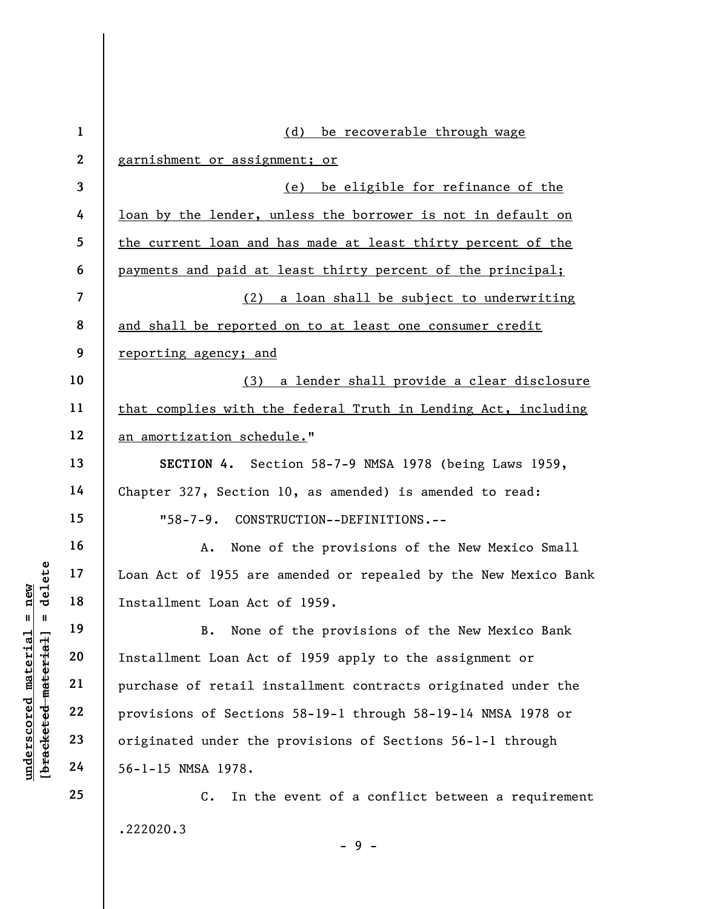(d) be recoverable through wage garnishment or assignment; or

(e) be eligible for refinance of the loan by the lender, unless the borrower is not in default on the current loan and has made at least thirty percent of the payments and paid at least thirty percent of the principal;

(2) a loan shall be subject to underwriting and shall be reported on to at least one consumer credit reporting agency; and

(3) a lender shall provide a clear disclosure that complies with the federal Truth in Lending Act, including an amortization schedule."

**SECTION 4.** Section 58-7-9 NMSA 1978 (being Laws 1959, Chapter 327, Section 10, as amended) is amended to read:

"58-7-9. CONSTRUCTION--DEFINITIONS.--

A. None of the provisions of the New Mexico Small Loan Act of 1955 are amended or repealed by the New Mexico Bank Installment Loan Act of 1959.

B. None of the provisions of the New Mexico Bank Installment Loan Act of 1959 apply to the assignment or purchase of retail installment contracts originated under the provisions of Sections 58-19-1 through 58-19-14 NMSA 1978 or originated under the provisions of Sections 56-1-1 through 56-1-15 NMSA 1978.

C. In the event of a conflict between a requirement

.222020.3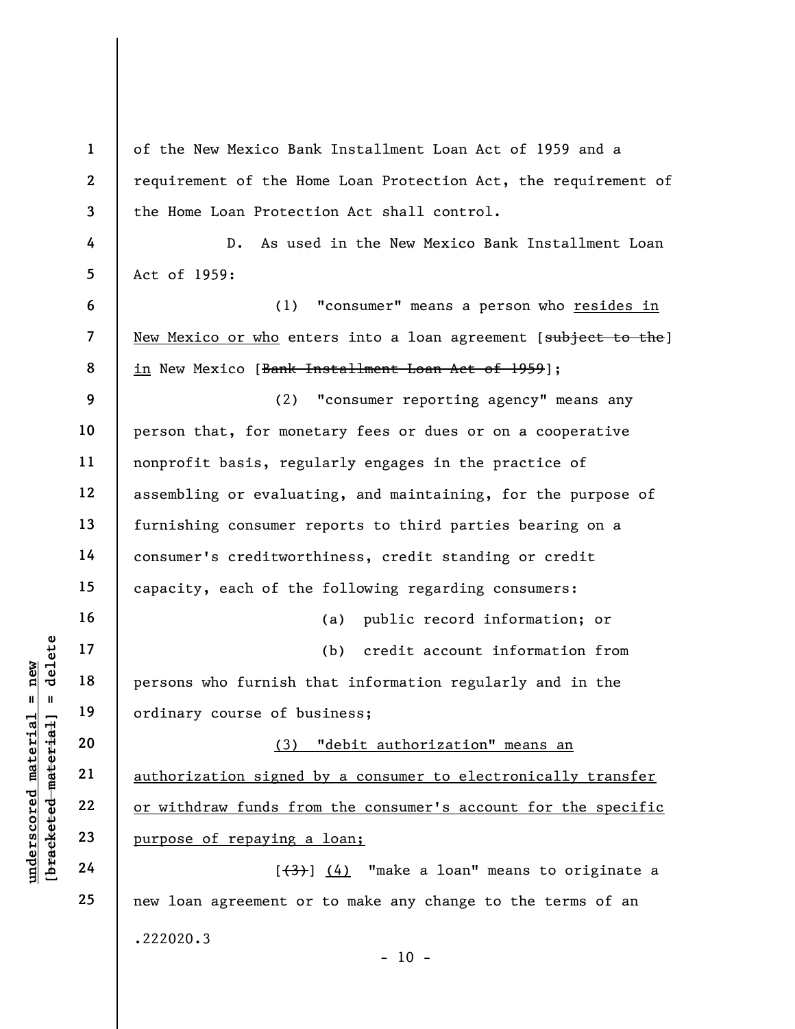of the New Mexico Bank Installment Loan Act of 1959 and a requirement of the Home Loan Protection Act, the requirement of the Home Loan Protection Act shall control.

D. As used in the New Mexico Bank Installment Loan Act of 1959:

(1) "consumer" means a person who <u>resides in New Mexico or who</u> enters into a loan agreement [~~subject to the~~] <u>in</u> New Mexico [~~Bank Installment Loan Act of 1959~~];

(2) "consumer reporting agency" means any person that, for monetary fees or dues or on a cooperative nonprofit basis, regularly engages in the practice of assembling or evaluating, and maintaining, for the purpose of furnishing consumer reports to third parties bearing on a consumer's creditworthiness, credit standing or credit capacity, each of the following regarding consumers:

(a) public record information; or

(b) credit account information from persons who furnish that information regularly and in the ordinary course of business;

<u>(3) "debit authorization" means an authorization signed by a consumer to electronically transfer or withdraw funds from the consumer's account for the specific purpose of repaying a loan;</u>

[~~(3)~~] <u>(4)</u> "make a loan" means to originate a new loan agreement or to make any change to the terms of an

.222020.3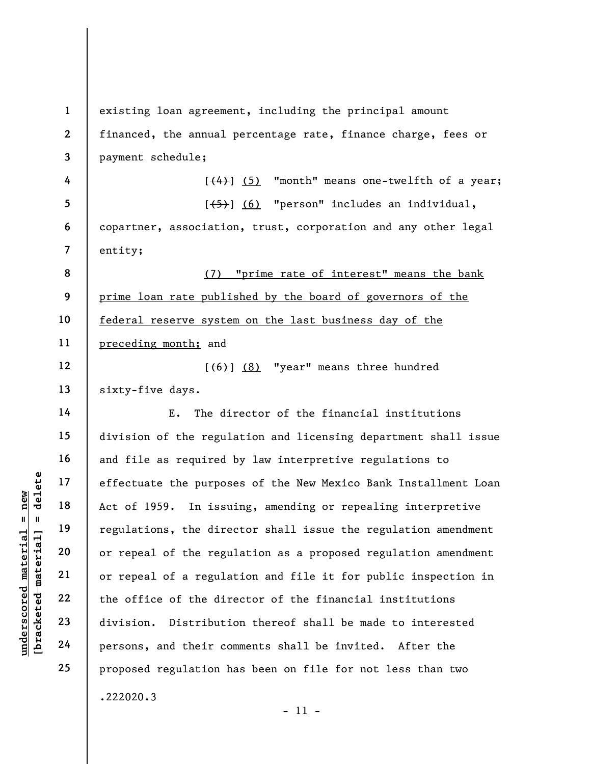existing loan agreement, including the principal amount financed, the annual percentage rate, finance charge, fees or payment schedule;

[~~(4)~~] <u>(5)</u> "month" means one-twelfth of a year;

[~~(5)~~] <u>(6)</u> "person" includes an individual, copartner, association, trust, corporation and any other legal entity;

<u>(7) "prime rate of interest" means the bank prime loan rate published by the board of governors of the federal reserve system on the last business day of the preceding month;</u> and

[~~(6)~~] <u>(8)</u> "year" means three hundred sixty-five days.

E. The director of the financial institutions division of the regulation and licensing department shall issue and file as required by law interpretive regulations to effectuate the purposes of the New Mexico Bank Installment Loan Act of 1959. In issuing, amending or repealing interpretive regulations, the director shall issue the regulation amendment or repeal of the regulation as a proposed regulation amendment or repeal of a regulation and file it for public inspection in the office of the director of the financial institutions division. Distribution thereof shall be made to interested persons, and their comments shall be invited. After the proposed regulation has been on file for not less than two

.222020.3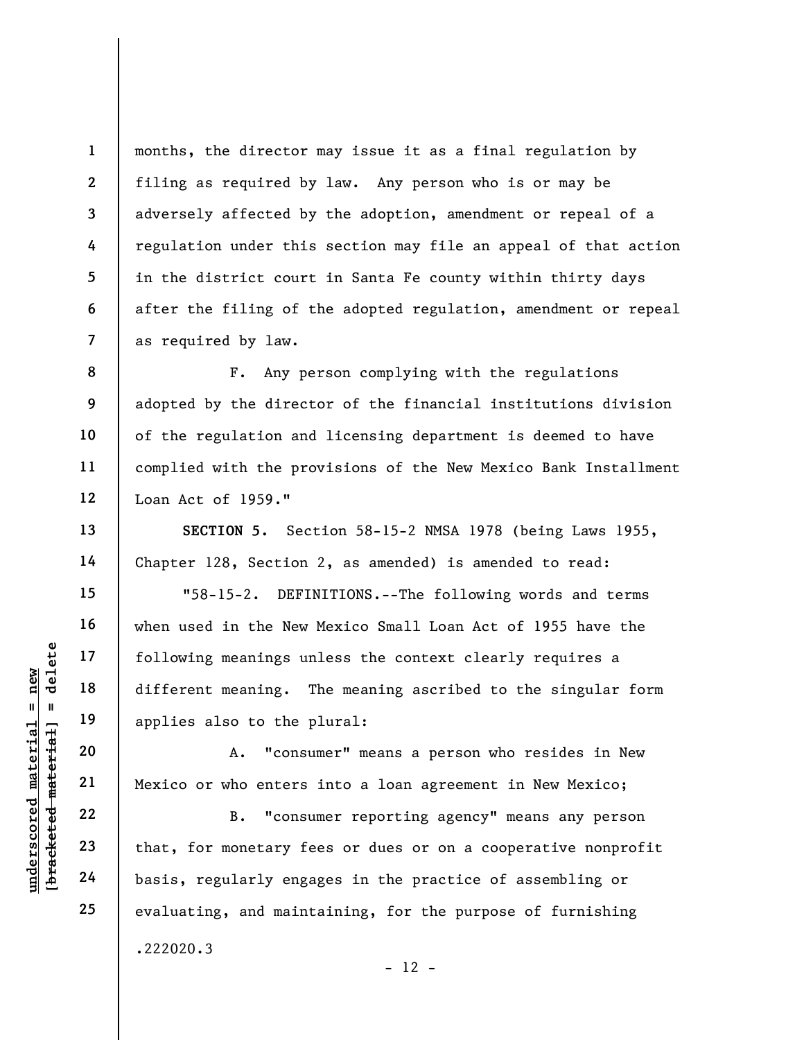months, the director may issue it as a final regulation by filing as required by law. Any person who is or may be adversely affected by the adoption, amendment or repeal of a regulation under this section may file an appeal of that action in the district court in Santa Fe county within thirty days after the filing of the adopted regulation, amendment or repeal as required by law.

F. Any person complying with the regulations adopted by the director of the financial institutions division of the regulation and licensing department is deemed to have complied with the provisions of the New Mexico Bank Installment Loan Act of 1959."

**SECTION 5.** Section 58-15-2 NMSA 1978 (being Laws 1955, Chapter 128, Section 2, as amended) is amended to read:

"58-15-2. DEFINITIONS.--The following words and terms when used in the New Mexico Small Loan Act of 1955 have the following meanings unless the context clearly requires a different meaning. The meaning ascribed to the singular form applies also to the plural:

A. "consumer" means a person who resides in New Mexico or who enters into a loan agreement in New Mexico;

B. "consumer reporting agency" means any person that, for monetary fees or dues or on a cooperative nonprofit basis, regularly engages in the practice of assembling or evaluating, and maintaining, for the purpose of furnishing

.222020.3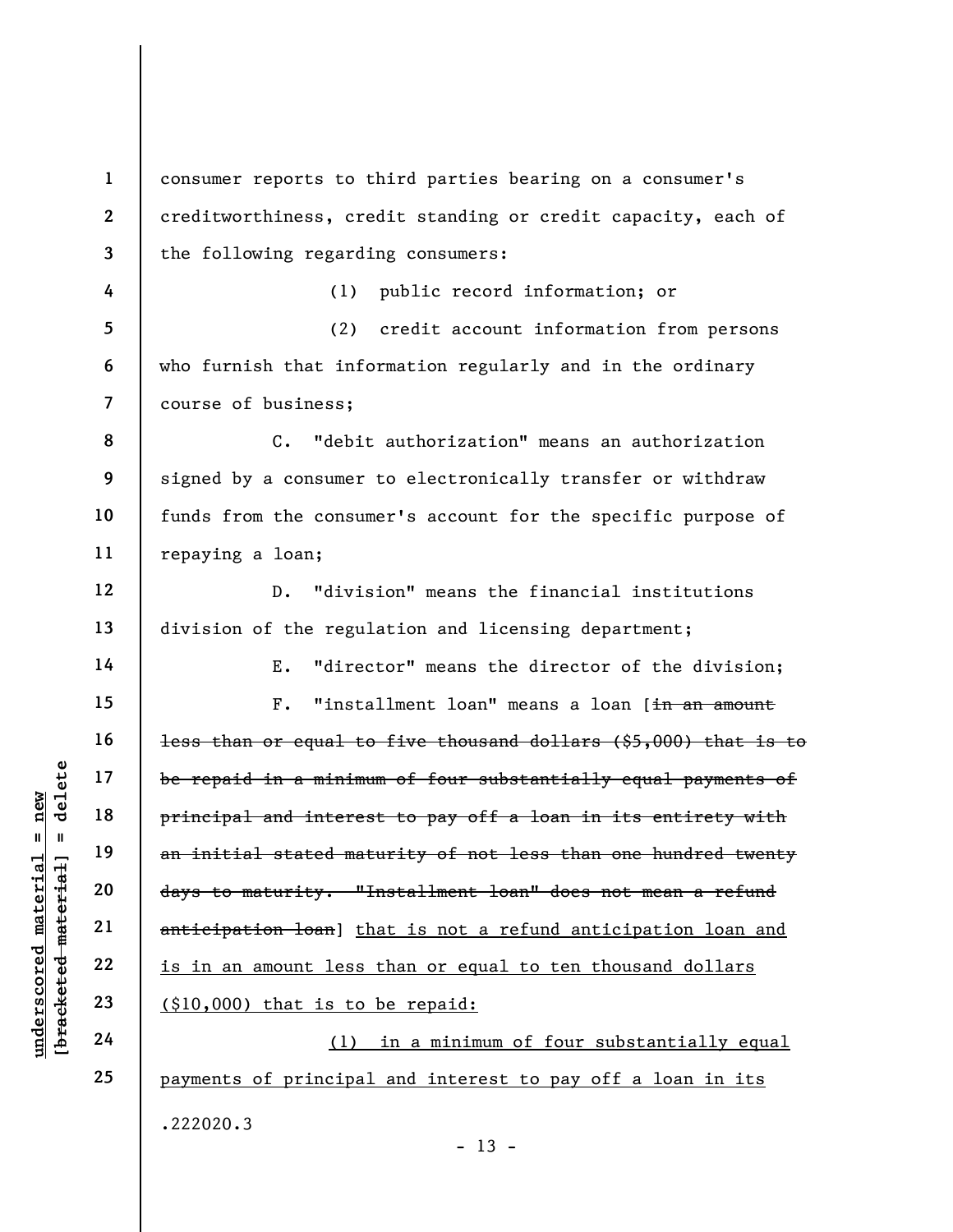consumer reports to third parties bearing on a consumer's creditworthiness, credit standing or credit capacity, each of the following regarding consumers:

(1) public record information; or

(2) credit account information from persons who furnish that information regularly and in the ordinary course of business;

C. "debit authorization" means an authorization signed by a consumer to electronically transfer or withdraw funds from the consumer's account for the specific purpose of repaying a loan;

D. "division" means the financial institutions division of the regulation and licensing department;

E. "director" means the director of the division;

F. "installment loan" means a loan [~~in an amount less than or equal to five thousand dollars ($5,000) that is to be repaid in a minimum of four substantially equal payments of principal and interest to pay off a loan in its entirety with an initial stated maturity of not less than one hundred twenty days to maturity. "Installment loan" does not mean a refund anticipation loan~~] <u>that is not a refund anticipation loan and is in an amount less than or equal to ten thousand dollars ($10,000) that is to be repaid:</u>

<u>(1) in a minimum of four substantially equal payments of principal and interest to pay off a loan in its</u>

.222020.3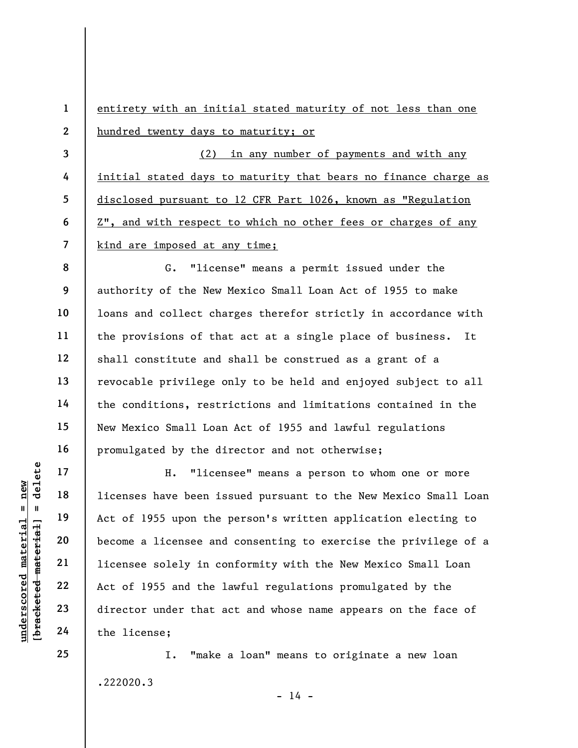entirety with an initial stated maturity of not less than one hundred twenty days to maturity; or

(2) in any number of payments and with any initial stated days to maturity that bears no finance charge as disclosed pursuant to 12 CFR Part 1026, known as "Regulation Z", and with respect to which no other fees or charges of any kind are imposed at any time;

G. "license" means a permit issued under the authority of the New Mexico Small Loan Act of 1955 to make loans and collect charges therefor strictly in accordance with the provisions of that act at a single place of business. It shall constitute and shall be construed as a grant of a revocable privilege only to be held and enjoyed subject to all the conditions, restrictions and limitations contained in the New Mexico Small Loan Act of 1955 and lawful regulations promulgated by the director and not otherwise;

H. "licensee" means a person to whom one or more licenses have been issued pursuant to the New Mexico Small Loan Act of 1955 upon the person's written application electing to become a licensee and consenting to exercise the privilege of a licensee solely in conformity with the New Mexico Small Loan Act of 1955 and the lawful regulations promulgated by the director under that act and whose name appears on the face of the license;

I. "make a loan" means to originate a new loan

.222020.3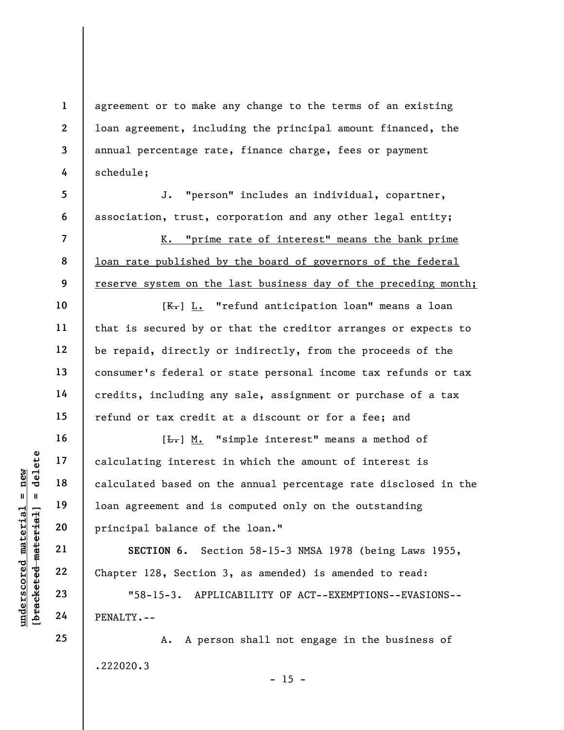agreement or to make any change to the terms of an existing loan agreement, including the principal amount financed, the annual percentage rate, finance charge, fees or payment schedule;

J. "person" includes an individual, copartner, association, trust, corporation and any other legal entity;

<u>K. "prime rate of interest" means the bank prime loan rate published by the board of governors of the federal reserve system on the last business day of the preceding month;</u>

[~~K.~~] <u>L.</u> "refund anticipation loan" means a loan that is secured by or that the creditor arranges or expects to be repaid, directly or indirectly, from the proceeds of the consumer's federal or state personal income tax refunds or tax credits, including any sale, assignment or purchase of a tax refund or tax credit at a discount or for a fee; and

[~~L.~~] <u>M.</u> "simple interest" means a method of calculating interest in which the amount of interest is calculated based on the annual percentage rate disclosed in the loan agreement and is computed only on the outstanding principal balance of the loan."

**SECTION 6.** Section 58-15-3 NMSA 1978 (being Laws 1955, Chapter 128, Section 3, as amended) is amended to read:

"58-15-3. APPLICABILITY OF ACT--EXEMPTIONS--EVASIONS--PENALTY.--

A. A person shall not engage in the business of

.222020.3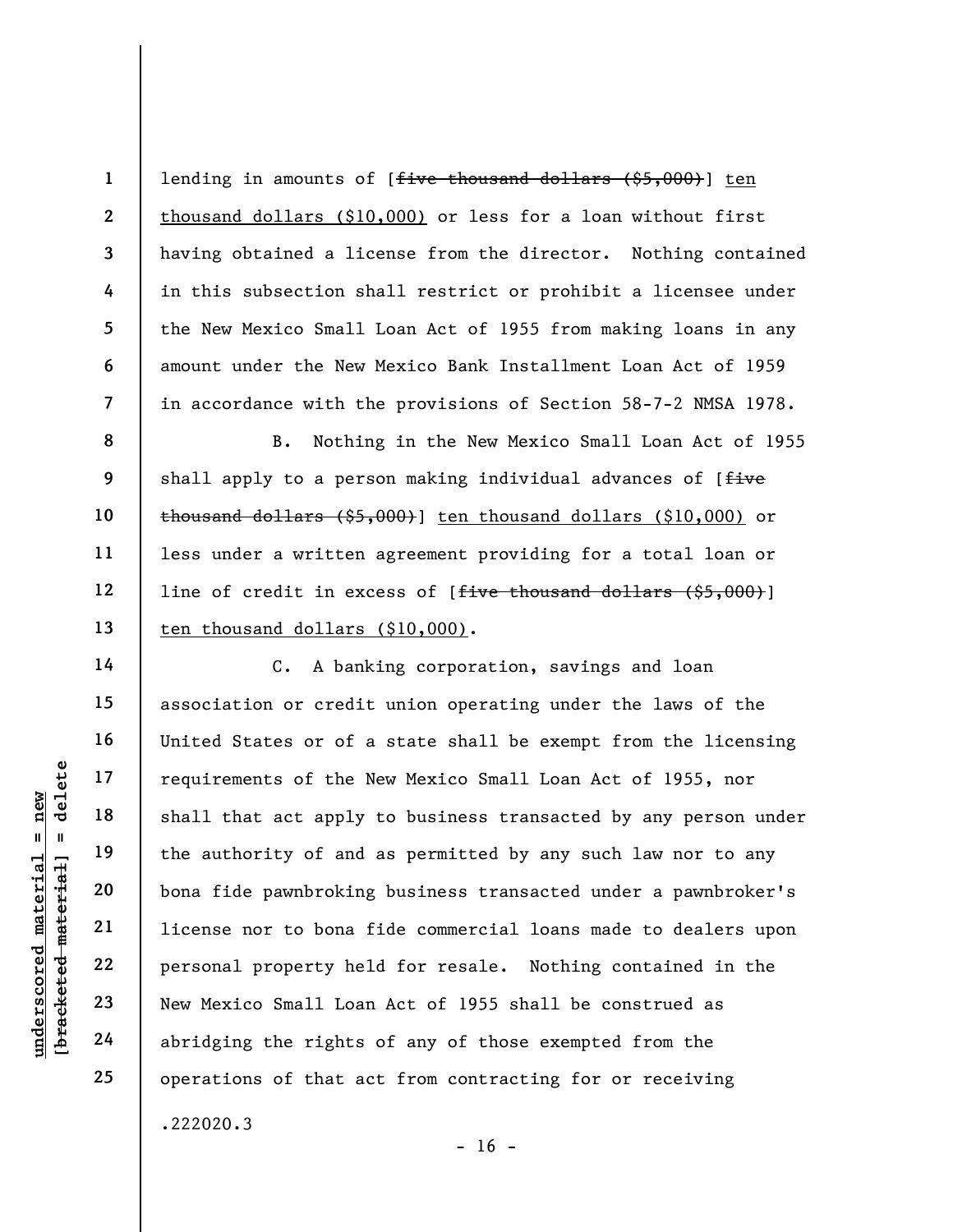lending in amounts of [~~five thousand dollars ($5,000)~~] <u>ten thousand dollars ($10,000)</u> or less for a loan without first having obtained a license from the director. Nothing contained in this subsection shall restrict or prohibit a licensee under the New Mexico Small Loan Act of 1955 from making loans in any amount under the New Mexico Bank Installment Loan Act of 1959 in accordance with the provisions of Section 58-7-2 NMSA 1978.

B. Nothing in the New Mexico Small Loan Act of 1955 shall apply to a person making individual advances of [~~five thousand dollars ($5,000)~~] <u>ten thousand dollars ($10,000)</u> or less under a written agreement providing for a total loan or line of credit in excess of [~~five thousand dollars ($5,000)~~] <u>ten thousand dollars ($10,000)</u>.

C. A banking corporation, savings and loan association or credit union operating under the laws of the United States or of a state shall be exempt from the licensing requirements of the New Mexico Small Loan Act of 1955, nor shall that act apply to business transacted by any person under the authority of and as permitted by any such law nor to any bona fide pawnbroking business transacted under a pawnbroker's license nor to bona fide commercial loans made to dealers upon personal property held for resale. Nothing contained in the New Mexico Small Loan Act of 1955 shall be construed as abridging the rights of any of those exempted from the operations of that act from contracting for or receiving

.222020.3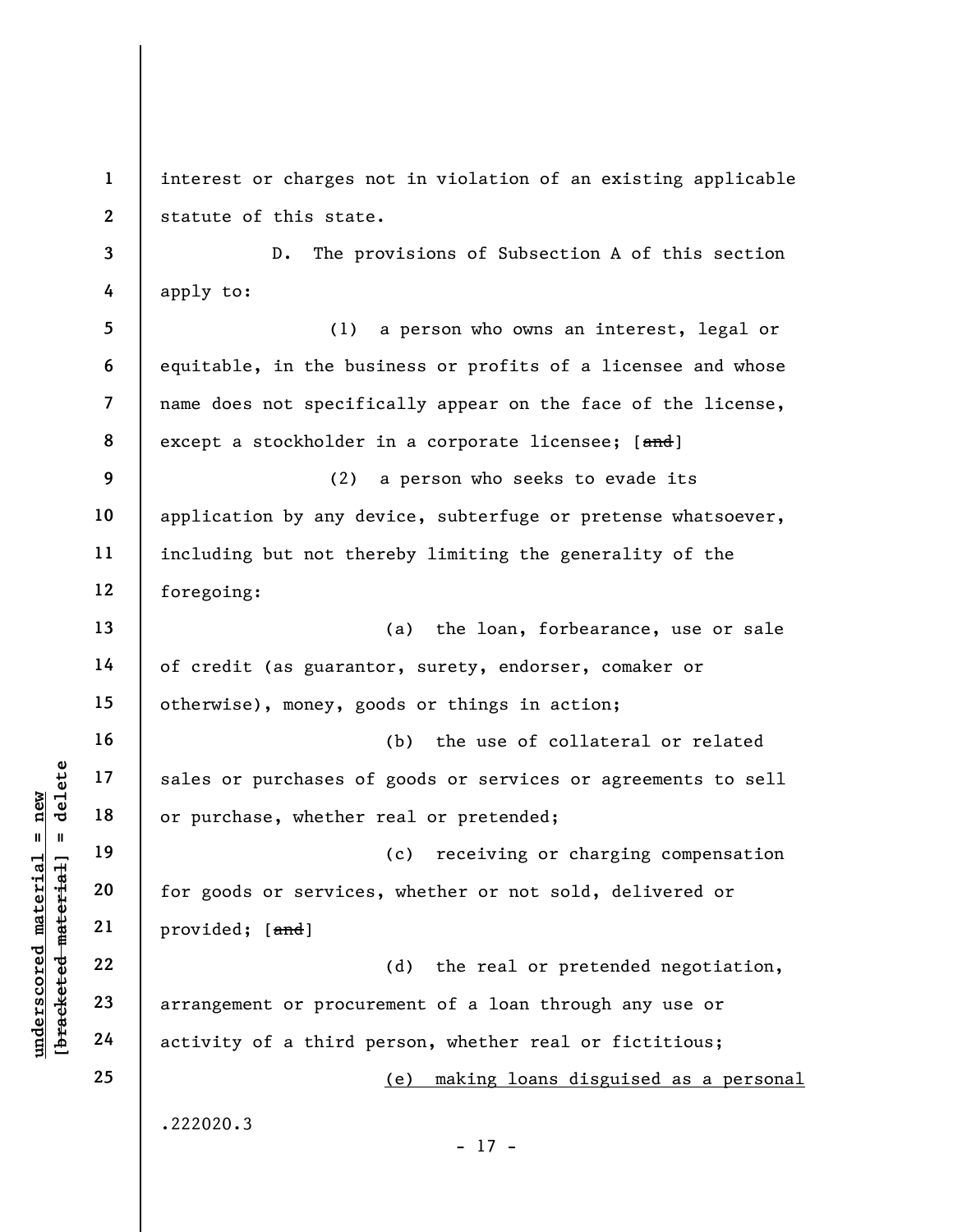interest or charges not in violation of an existing applicable statute of this state.

D. The provisions of Subsection A of this section apply to:

(1) a person who owns an interest, legal or equitable, in the business or profits of a licensee and whose name does not specifically appear on the face of the license, except a stockholder in a corporate licensee; [~~and~~]

(2) a person who seeks to evade its application by any device, subterfuge or pretense whatsoever, including but not thereby limiting the generality of the foregoing:

(a) the loan, forbearance, use or sale of credit (as guarantor, surety, endorser, comaker or otherwise), money, goods or things in action;

(b) the use of collateral or related sales or purchases of goods or services or agreements to sell or purchase, whether real or pretended;

(c) receiving or charging compensation for goods or services, whether or not sold, delivered or provided; [~~and~~]

(d) the real or pretended negotiation, arrangement or procurement of a loan through any use or activity of a third person, whether real or fictitious;

<u>(e) making loans disguised as a personal</u>

.222020.3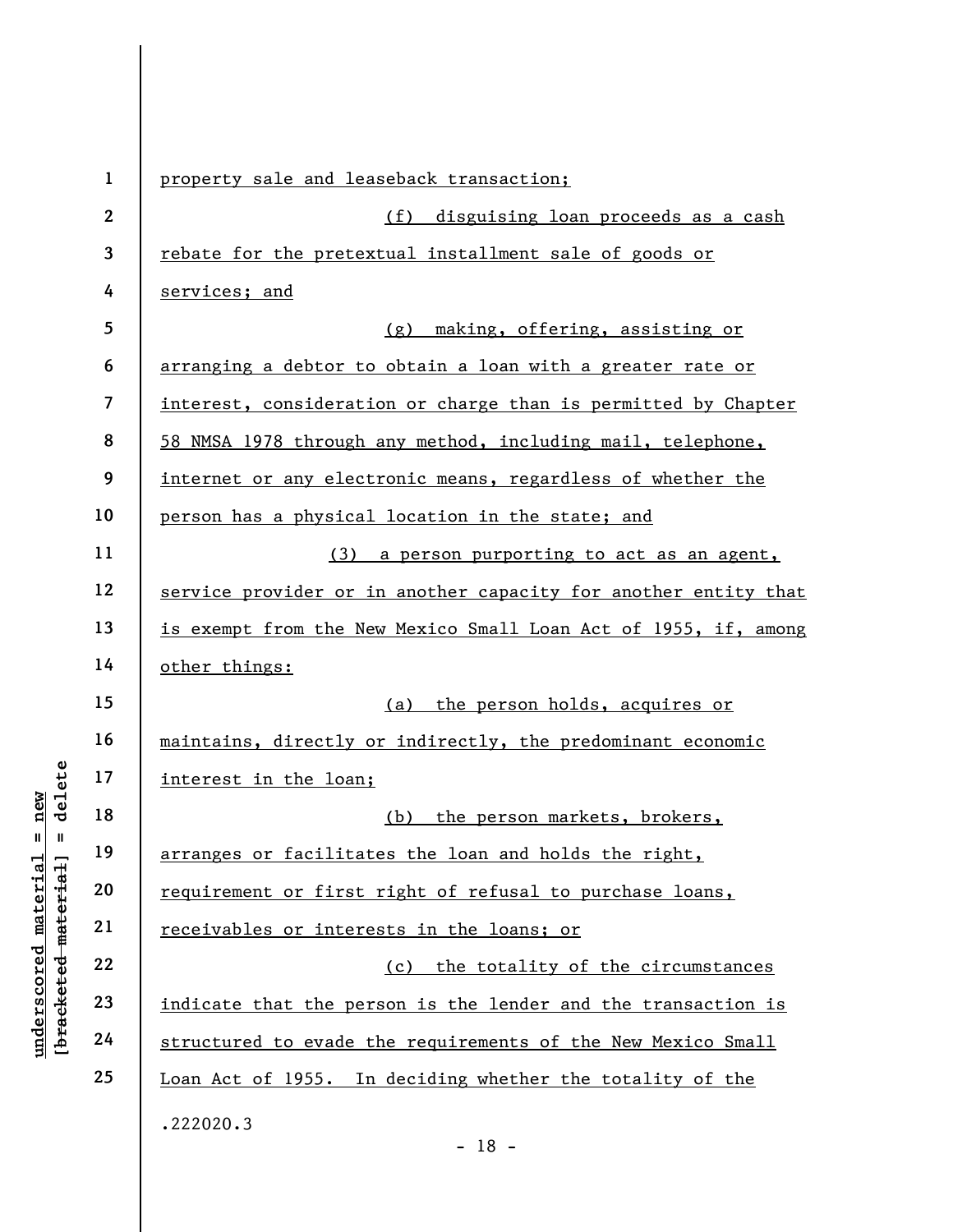property sale and leaseback transaction;

(f) disguising loan proceeds as a cash rebate for the pretextual installment sale of goods or services; and

(g) making, offering, assisting or arranging a debtor to obtain a loan with a greater rate or interest, consideration or charge than is permitted by Chapter 58 NMSA 1978 through any method, including mail, telephone, internet or any electronic means, regardless of whether the person has a physical location in the state; and

(3) a person purporting to act as an agent, service provider or in another capacity for another entity that is exempt from the New Mexico Small Loan Act of 1955, if, among other things:

(a) the person holds, acquires or maintains, directly or indirectly, the predominant economic interest in the loan;

(b) the person markets, brokers, arranges or facilitates the loan and holds the right, requirement or first right of refusal to purchase loans, receivables or interests in the loans; or

(c) the totality of the circumstances indicate that the person is the lender and the transaction is structured to evade the requirements of the New Mexico Small Loan Act of 1955. In deciding whether the totality of the

.222020.3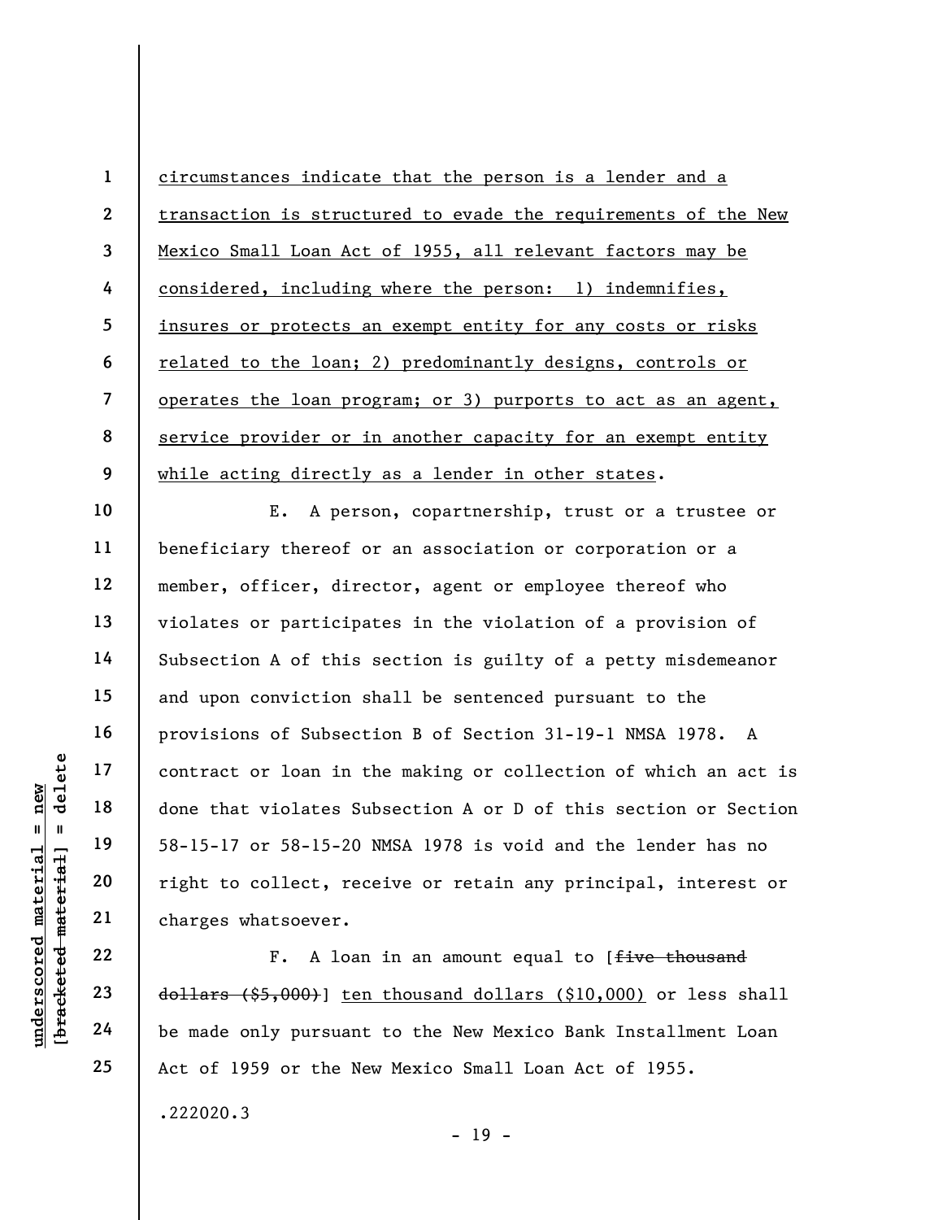circumstances indicate that the person is a lender and a transaction is structured to evade the requirements of the New Mexico Small Loan Act of 1955, all relevant factors may be considered, including where the person: 1) indemnifies, insures or protects an exempt entity for any costs or risks related to the loan; 2) predominantly designs, controls or operates the loan program; or 3) purports to act as an agent, service provider or in another capacity for an exempt entity while acting directly as a lender in other states.

E. A person, copartnership, trust or a trustee or beneficiary thereof or an association or corporation or a member, officer, director, agent or employee thereof who violates or participates in the violation of a provision of Subsection A of this section is guilty of a petty misdemeanor and upon conviction shall be sentenced pursuant to the provisions of Subsection B of Section 31-19-1 NMSA 1978. A contract or loan in the making or collection of which an act is done that violates Subsection A or D of this section or Section 58-15-17 or 58-15-20 NMSA 1978 is void and the lender has no right to collect, receive or retain any principal, interest or charges whatsoever.

F. A loan in an amount equal to [~~five thousand dollars ($5,000)~~] ten thousand dollars ($10,000) or less shall be made only pursuant to the New Mexico Bank Installment Loan Act of 1959 or the New Mexico Small Loan Act of 1955.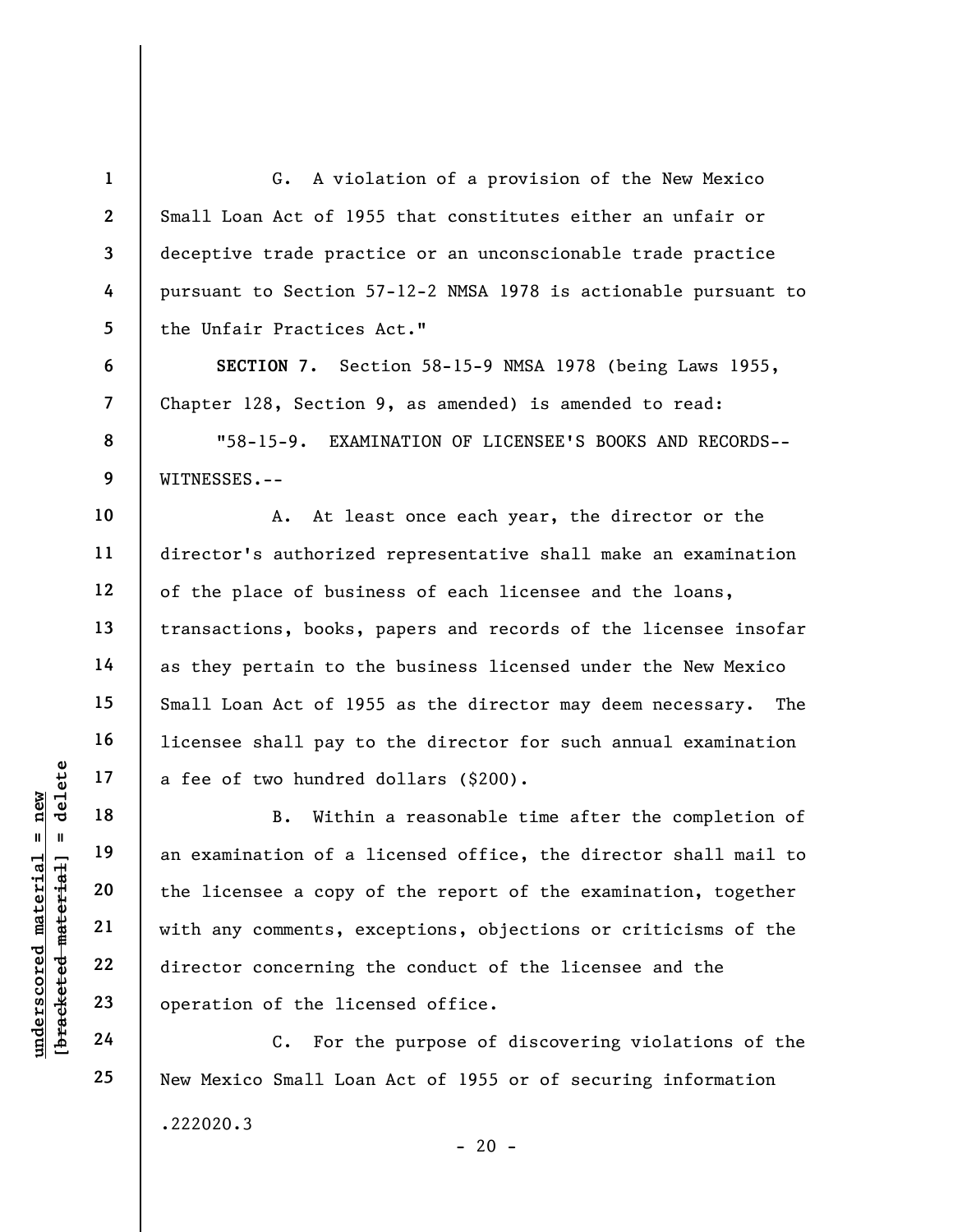G. A violation of a provision of the New Mexico Small Loan Act of 1955 that constitutes either an unfair or deceptive trade practice or an unconscionable trade practice pursuant to Section 57-12-2 NMSA 1978 is actionable pursuant to the Unfair Practices Act."

**SECTION 7.** Section 58-15-9 NMSA 1978 (being Laws 1955, Chapter 128, Section 9, as amended) is amended to read:

"58-15-9. EXAMINATION OF LICENSEE'S BOOKS AND RECORDS--WITNESSES.--

A. At least once each year, the director or the director's authorized representative shall make an examination of the place of business of each licensee and the loans, transactions, books, papers and records of the licensee insofar as they pertain to the business licensed under the New Mexico Small Loan Act of 1955 as the director may deem necessary. The licensee shall pay to the director for such annual examination a fee of two hundred dollars ($200).

B. Within a reasonable time after the completion of an examination of a licensed office, the director shall mail to the licensee a copy of the report of the examination, together with any comments, exceptions, objections or criticisms of the director concerning the conduct of the licensee and the operation of the licensed office.

C. For the purpose of discovering violations of the New Mexico Small Loan Act of 1955 or of securing information

.222020.3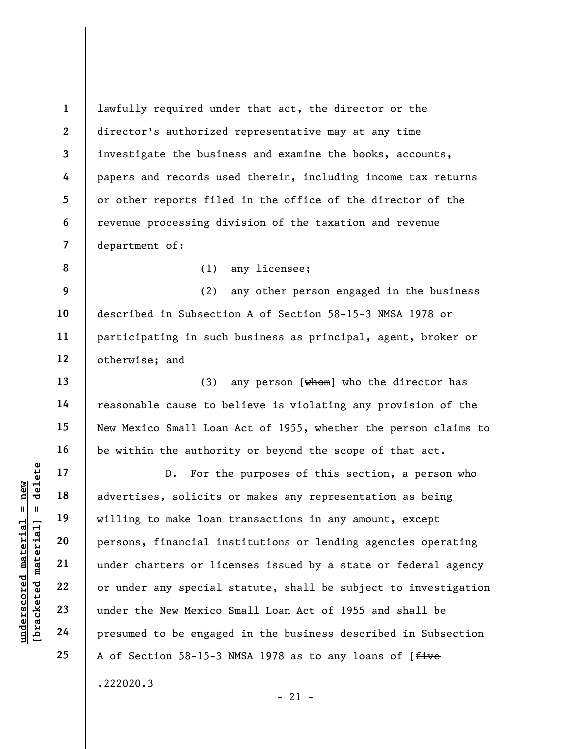lawfully required under that act, the director or the director's authorized representative may at any time investigate the business and examine the books, accounts, papers and records used therein, including income tax returns or other reports filed in the office of the director of the revenue processing division of the taxation and revenue department of:

(1) any licensee;

(2) any other person engaged in the business described in Subsection A of Section 58-15-3 NMSA 1978 or participating in such business as principal, agent, broker or otherwise; and

(3) any person [~~whom~~] <u>who</u> the director has reasonable cause to believe is violating any provision of the New Mexico Small Loan Act of 1955, whether the person claims to be within the authority or beyond the scope of that act.

D. For the purposes of this section, a person who advertises, solicits or makes any representation as being willing to make loan transactions in any amount, except persons, financial institutions or lending agencies operating under charters or licenses issued by a state or federal agency or under any special statute, shall be subject to investigation under the New Mexico Small Loan Act of 1955 and shall be presumed to be engaged in the business described in Subsection A of Section 58-15-3 NMSA 1978 as to any loans of [~~five~~

.222020.3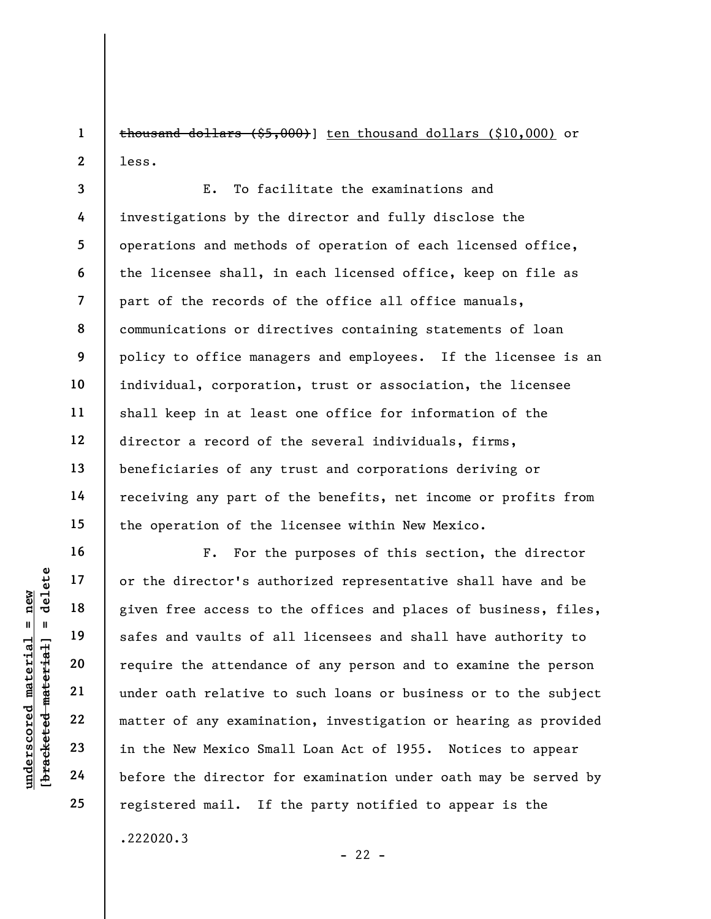~~thousand dollars ($5,000)~~] ten thousand dollars ($10,000) or less.

E. To facilitate the examinations and investigations by the director and fully disclose the operations and methods of operation of each licensed office, the licensee shall, in each licensed office, keep on file as part of the records of the office all office manuals, communications or directives containing statements of loan policy to office managers and employees. If the licensee is an individual, corporation, trust or association, the licensee shall keep in at least one office for information of the director a record of the several individuals, firms, beneficiaries of any trust and corporations deriving or receiving any part of the benefits, net income or profits from the operation of the licensee within New Mexico.

F. For the purposes of this section, the director or the director's authorized representative shall have and be given free access to the offices and places of business, files, safes and vaults of all licensees and shall have authority to require the attendance of any person and to examine the person under oath relative to such loans or business or to the subject matter of any examination, investigation or hearing as provided in the New Mexico Small Loan Act of 1955. Notices to appear before the director for examination under oath may be served by registered mail. If the party notified to appear is the

.222020.3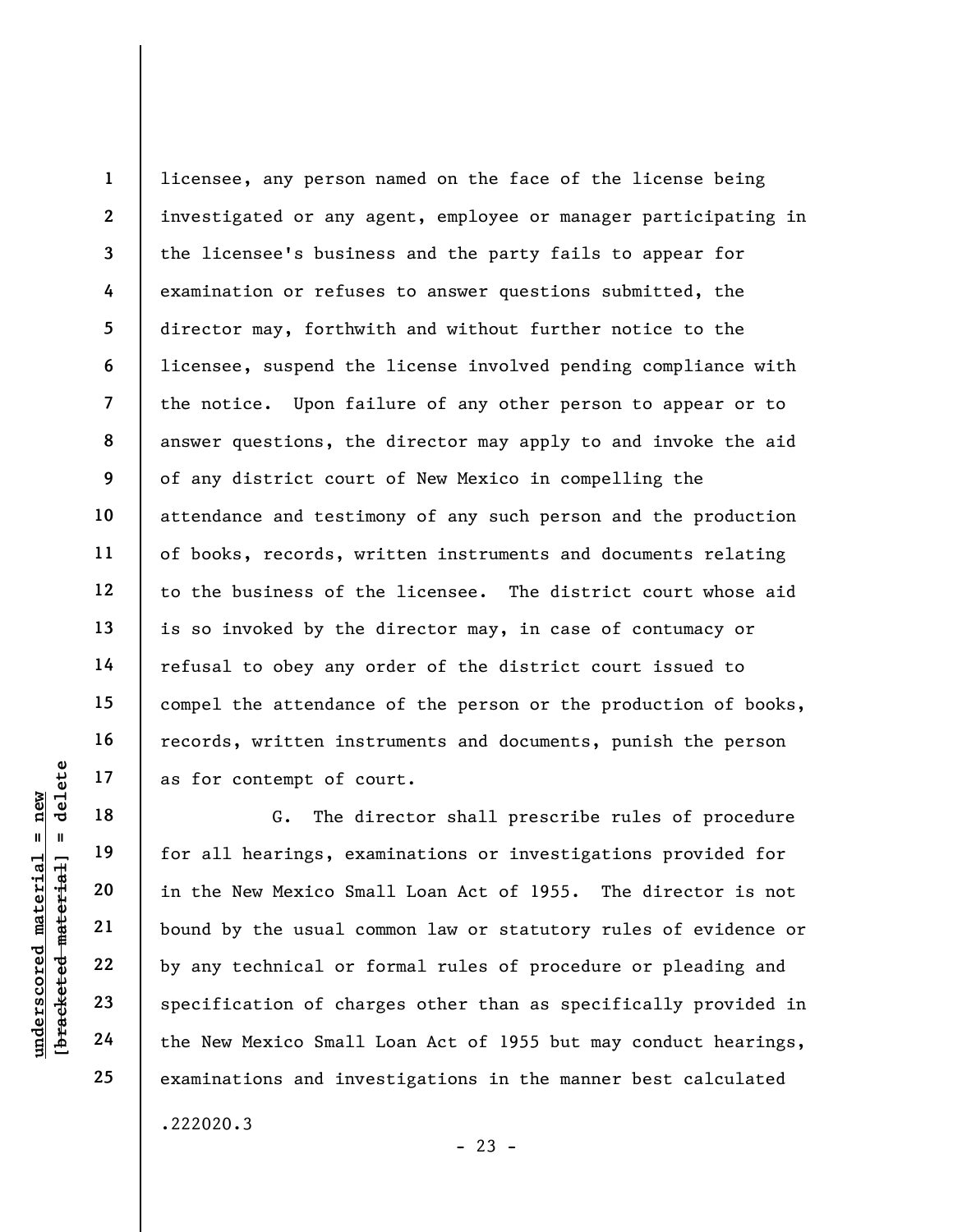licensee, any person named on the face of the license being investigated or any agent, employee or manager participating in the licensee's business and the party fails to appear for examination or refuses to answer questions submitted, the director may, forthwith and without further notice to the licensee, suspend the license involved pending compliance with the notice. Upon failure of any other person to appear or to answer questions, the director may apply to and invoke the aid of any district court of New Mexico in compelling the attendance and testimony of any such person and the production of books, records, written instruments and documents relating to the business of the licensee. The district court whose aid is so invoked by the director may, in case of contumacy or refusal to obey any order of the district court issued to compel the attendance of the person or the production of books, records, written instruments and documents, punish the person as for contempt of court.

G. The director shall prescribe rules of procedure for all hearings, examinations or investigations provided for in the New Mexico Small Loan Act of 1955. The director is not bound by the usual common law or statutory rules of evidence or by any technical or formal rules of procedure or pleading and specification of charges other than as specifically provided in the New Mexico Small Loan Act of 1955 but may conduct hearings, examinations and investigations in the manner best calculated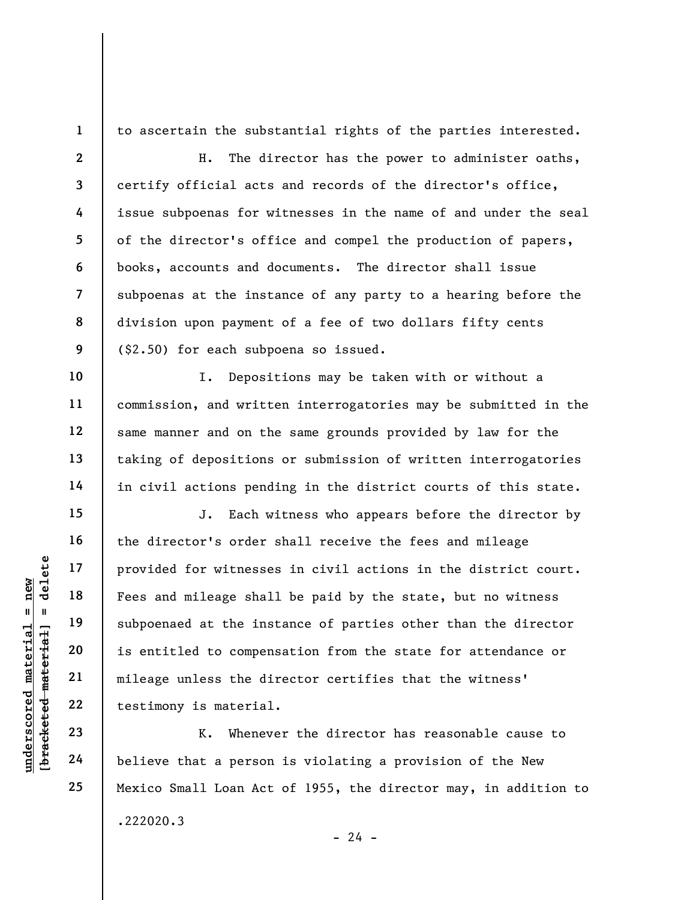to ascertain the substantial rights of the parties interested.

H. The director has the power to administer oaths, certify official acts and records of the director's office, issue subpoenas for witnesses in the name of and under the seal of the director's office and compel the production of papers, books, accounts and documents. The director shall issue subpoenas at the instance of any party to a hearing before the division upon payment of a fee of two dollars fifty cents ($2.50) for each subpoena so issued.

I. Depositions may be taken with or without a commission, and written interrogatories may be submitted in the same manner and on the same grounds provided by law for the taking of depositions or submission of written interrogatories in civil actions pending in the district courts of this state.

J. Each witness who appears before the director by the director's order shall receive the fees and mileage provided for witnesses in civil actions in the district court. Fees and mileage shall be paid by the state, but no witness subpoenaed at the instance of parties other than the director is entitled to compensation from the state for attendance or mileage unless the director certifies that the witness' testimony is material.

K. Whenever the director has reasonable cause to believe that a person is violating a provision of the New Mexico Small Loan Act of 1955, the director may, in addition to

.222020.3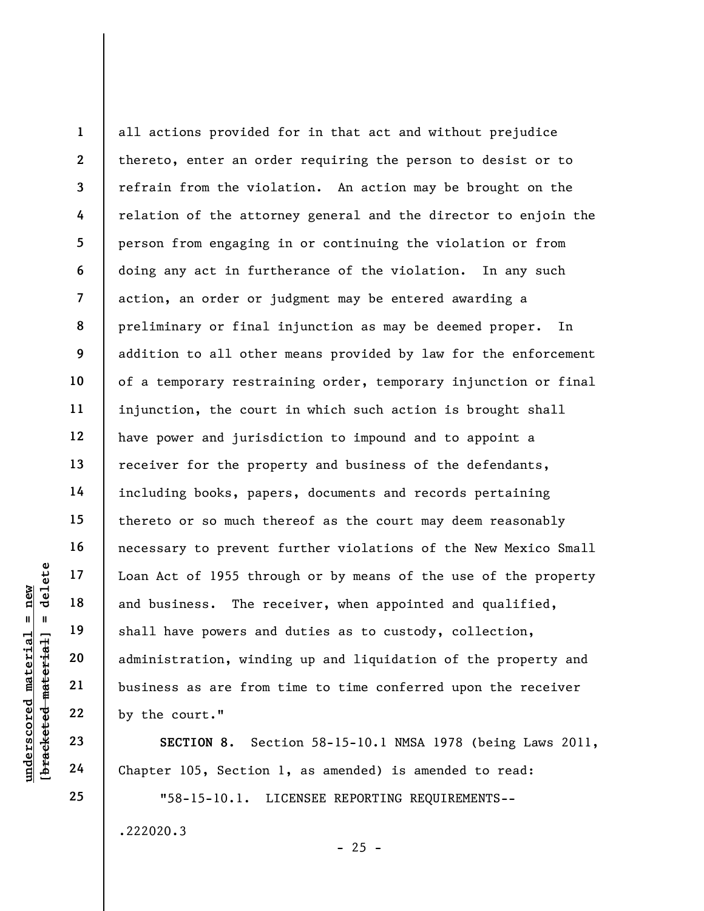all actions provided for in that act and without prejudice thereto, enter an order requiring the person to desist or to refrain from the violation. An action may be brought on the relation of the attorney general and the director to enjoin the person from engaging in or continuing the violation or from doing any act in furtherance of the violation. In any such action, an order or judgment may be entered awarding a preliminary or final injunction as may be deemed proper. In addition to all other means provided by law for the enforcement of a temporary restraining order, temporary injunction or final injunction, the court in which such action is brought shall have power and jurisdiction to impound and to appoint a receiver for the property and business of the defendants, including books, papers, documents and records pertaining thereto or so much thereof as the court may deem reasonably necessary to prevent further violations of the New Mexico Small Loan Act of 1955 through or by means of the use of the property and business. The receiver, when appointed and qualified, shall have powers and duties as to custody, collection, administration, winding up and liquidation of the property and business as are from time to time conferred upon the receiver by the court."

**SECTION 8.** Section 58-15-10.1 NMSA 1978 (being Laws 2011, Chapter 105, Section 1, as amended) is amended to read:

"58-15-10.1. LICENSEE REPORTING REQUIREMENTS--

.222020.3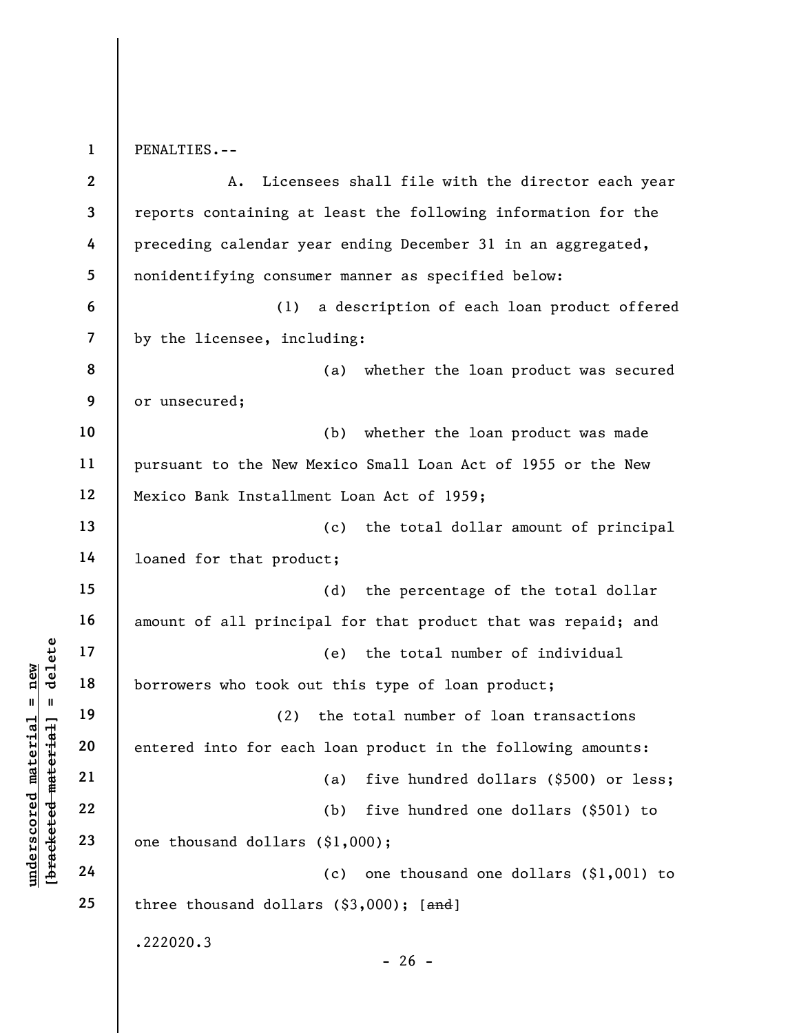PENALTIES.--

A. Licensees shall file with the director each year reports containing at least the following information for the preceding calendar year ending December 31 in an aggregated, nonidentifying consumer manner as specified below:

(1) a description of each loan product offered by the licensee, including:

(a) whether the loan product was secured or unsecured;

(b) whether the loan product was made pursuant to the New Mexico Small Loan Act of 1955 or the New Mexico Bank Installment Loan Act of 1959;

(c) the total dollar amount of principal loaned for that product;

(d) the percentage of the total dollar amount of all principal for that product that was repaid; and

(e) the total number of individual borrowers who took out this type of loan product;

(2) the total number of loan transactions entered into for each loan product in the following amounts:

(a) five hundred dollars ($500) or less;

(b) five hundred one dollars ($501) to one thousand dollars ($1,000);

(c) one thousand one dollars ($1,001) to three thousand dollars ($3,000); [~~and~~]

.222020.3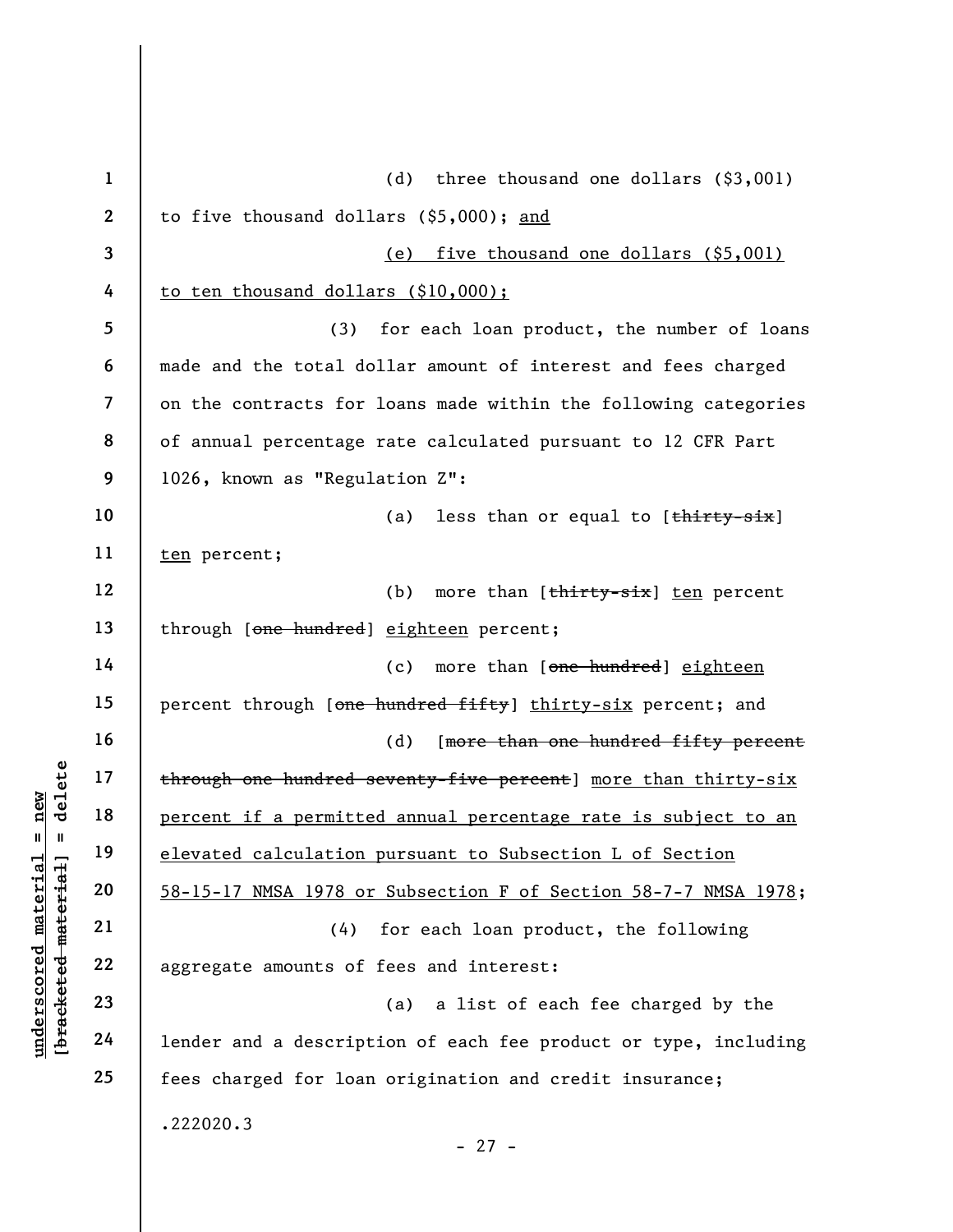(d) three thousand one dollars ($3,001) to five thousand dollars ($5,000); <u>and</u>

<u>(e) five thousand one dollars ($5,001) to ten thousand dollars ($10,000);</u>

(3) for each loan product, the number of loans made and the total dollar amount of interest and fees charged on the contracts for loans made within the following categories of annual percentage rate calculated pursuant to 12 CFR Part 1026, known as "Regulation Z":

(a) less than or equal to [~~thirty-six~~] <u>ten</u> percent;

(b) more than [~~thirty-six~~] <u>ten</u> percent through [~~one hundred~~] <u>eighteen</u> percent;

(c) more than [~~one hundred~~] <u>eighteen</u> percent through [~~one hundred fifty~~] <u>thirty-six</u> percent; and

(d) [~~more than one hundred fifty percent through one hundred seventy-five percent~~] <u>more than thirty-six percent if a permitted annual percentage rate is subject to an elevated calculation pursuant to Subsection L of Section 58-15-17 NMSA 1978 or Subsection F of Section 58-7-7 NMSA 1978</u>;

(4) for each loan product, the following aggregate amounts of fees and interest:

(a) a list of each fee charged by the lender and a description of each fee product or type, including fees charged for loan origination and credit insurance;

.222020.3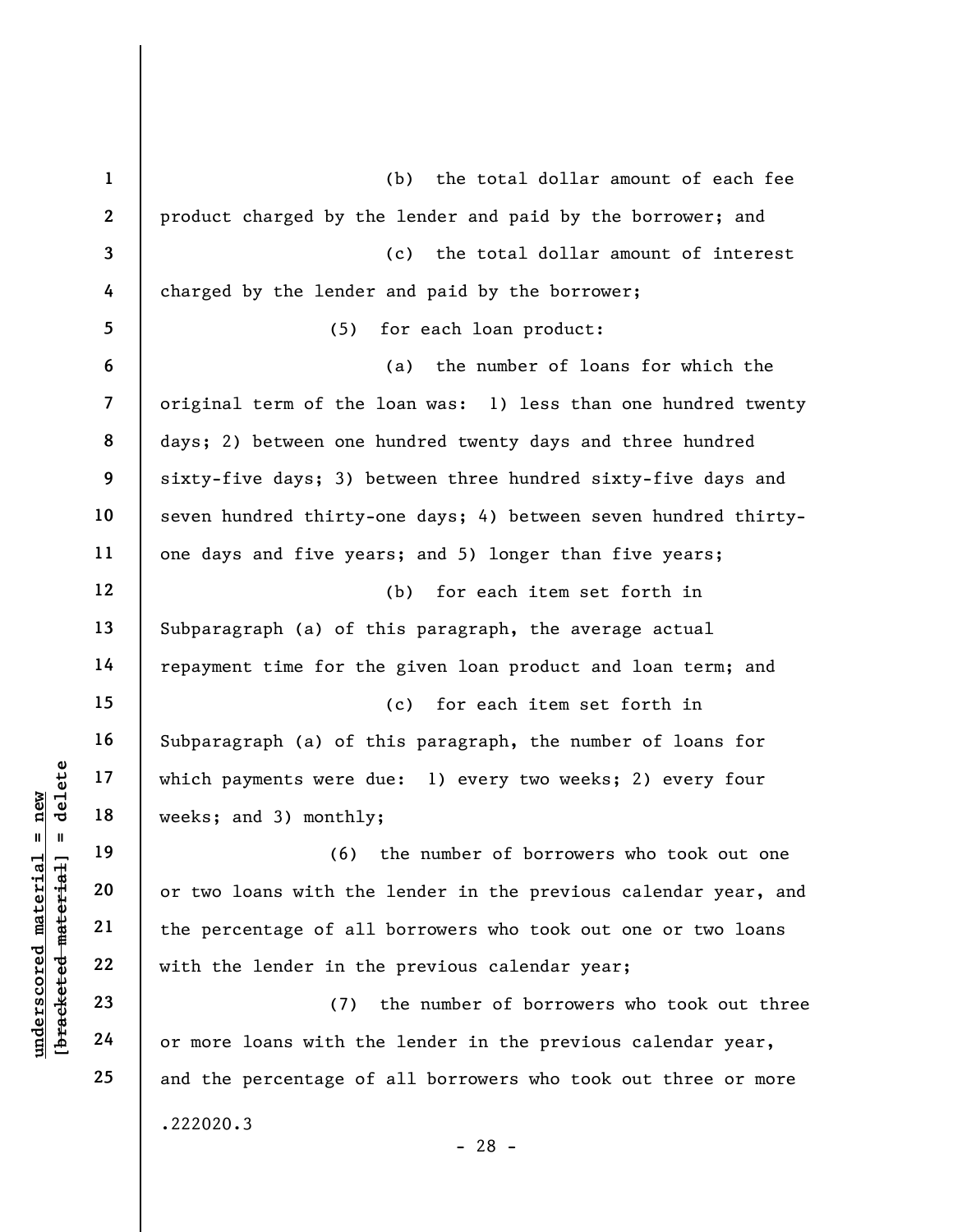(b) the total dollar amount of each fee product charged by the lender and paid by the borrower; and

(c) the total dollar amount of interest charged by the lender and paid by the borrower;

(5) for each loan product:

(a) the number of loans for which the original term of the loan was: 1) less than one hundred twenty days; 2) between one hundred twenty days and three hundred sixty-five days; 3) between three hundred sixty-five days and seven hundred thirty-one days; 4) between seven hundred thirty-one days and five years; and 5) longer than five years;

(b) for each item set forth in Subparagraph (a) of this paragraph, the average actual repayment time for the given loan product and loan term; and

(c) for each item set forth in Subparagraph (a) of this paragraph, the number of loans for which payments were due: 1) every two weeks; 2) every four weeks; and 3) monthly;

(6) the number of borrowers who took out one or two loans with the lender in the previous calendar year, and the percentage of all borrowers who took out one or two loans with the lender in the previous calendar year;

(7) the number of borrowers who took out three or more loans with the lender in the previous calendar year, and the percentage of all borrowers who took out three or more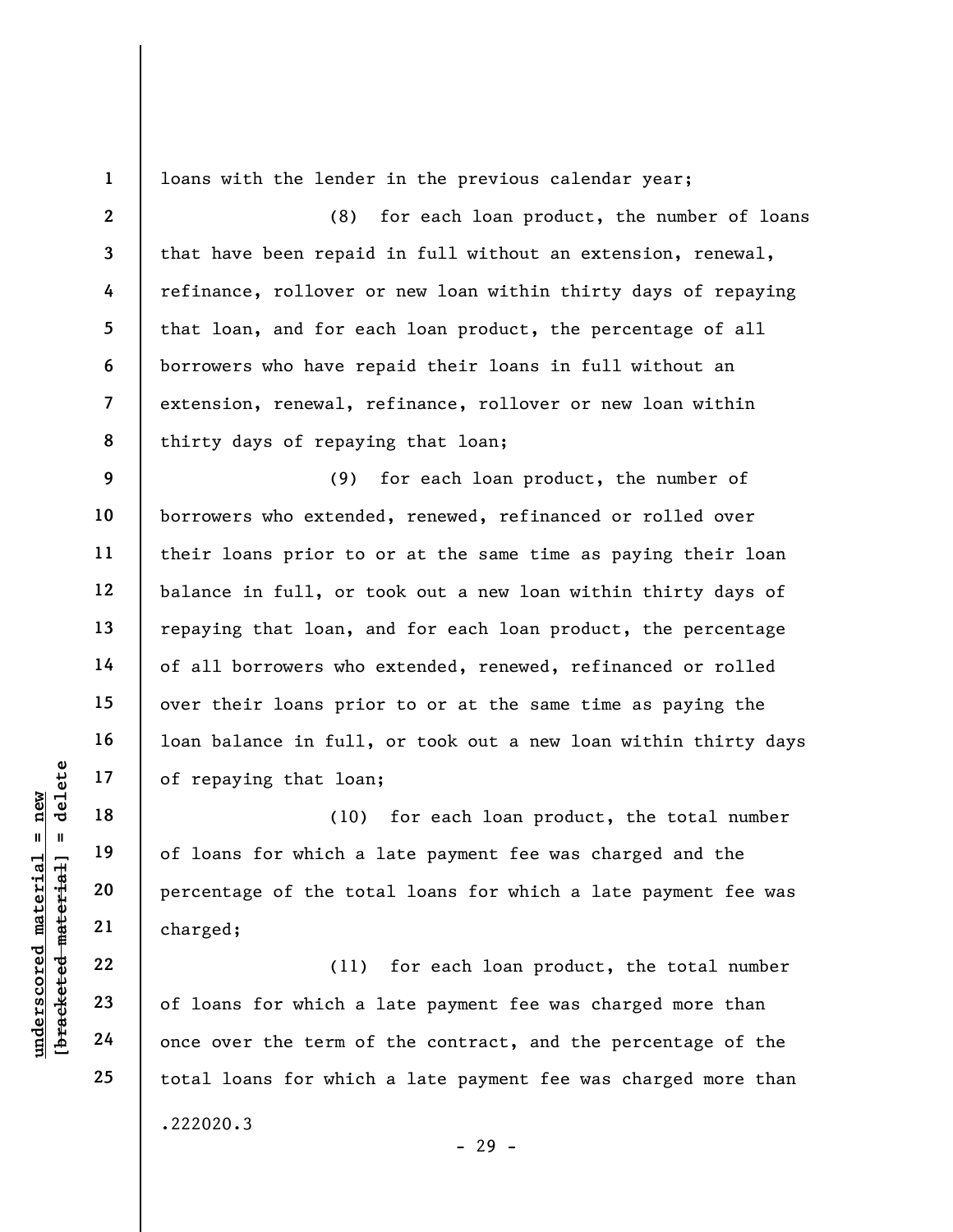loans with the lender in the previous calendar year;

(8) for each loan product, the number of loans that have been repaid in full without an extension, renewal, refinance, rollover or new loan within thirty days of repaying that loan, and for each loan product, the percentage of all borrowers who have repaid their loans in full without an extension, renewal, refinance, rollover or new loan within thirty days of repaying that loan;

(9) for each loan product, the number of borrowers who extended, renewed, refinanced or rolled over their loans prior to or at the same time as paying their loan balance in full, or took out a new loan within thirty days of repaying that loan, and for each loan product, the percentage of all borrowers who extended, renewed, refinanced or rolled over their loans prior to or at the same time as paying the loan balance in full, or took out a new loan within thirty days of repaying that loan;

(10) for each loan product, the total number of loans for which a late payment fee was charged and the percentage of the total loans for which a late payment fee was charged;

(11) for each loan product, the total number of loans for which a late payment fee was charged more than once over the term of the contract, and the percentage of the total loans for which a late payment fee was charged more than

.222020.3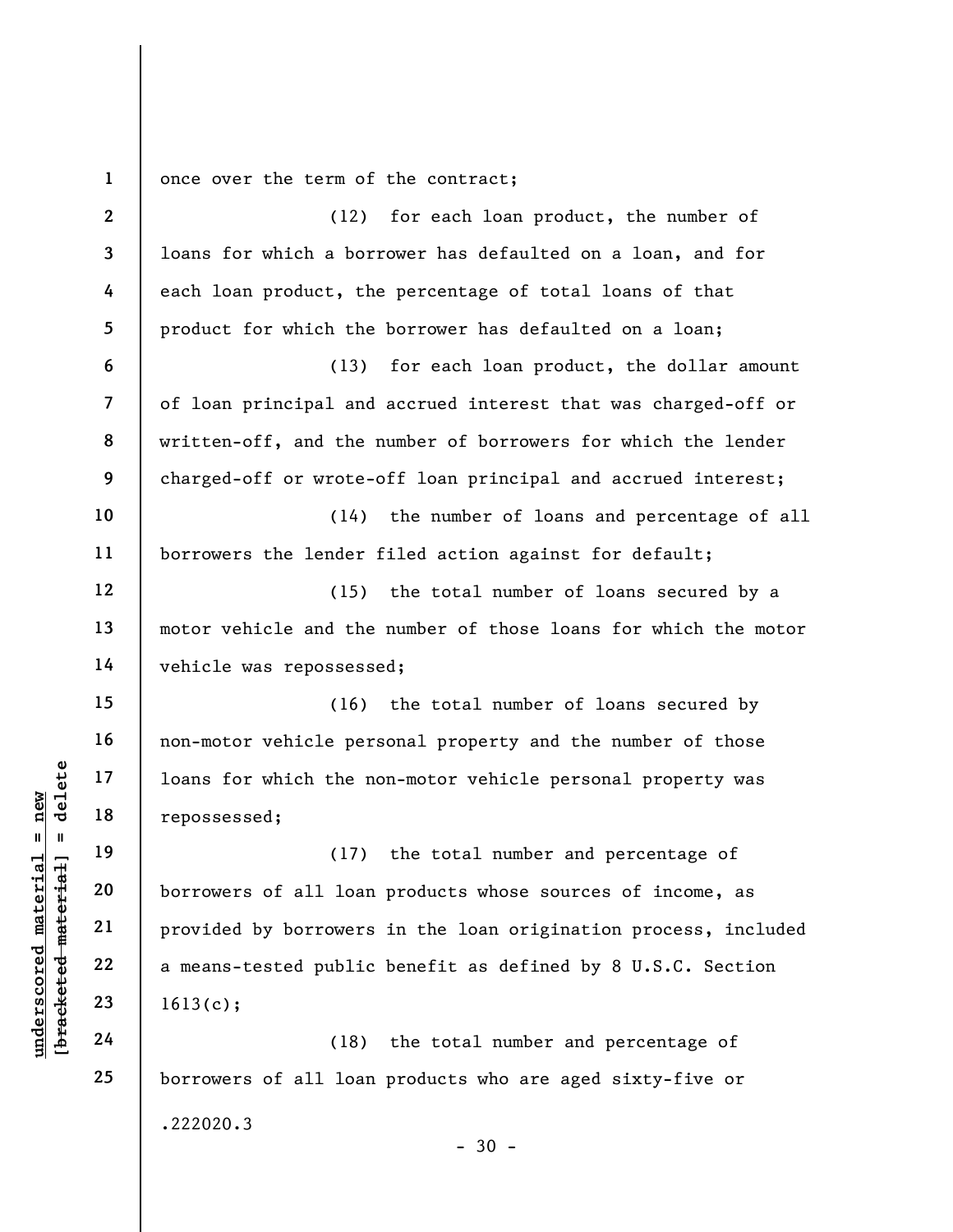once over the term of the contract;

(12) for each loan product, the number of loans for which a borrower has defaulted on a loan, and for each loan product, the percentage of total loans of that product for which the borrower has defaulted on a loan;

(13) for each loan product, the dollar amount of loan principal and accrued interest that was charged-off or written-off, and the number of borrowers for which the lender charged-off or wrote-off loan principal and accrued interest;

(14) the number of loans and percentage of all borrowers the lender filed action against for default;

(15) the total number of loans secured by a motor vehicle and the number of those loans for which the motor vehicle was repossessed;

(16) the total number of loans secured by non-motor vehicle personal property and the number of those loans for which the non-motor vehicle personal property was repossessed;

(17) the total number and percentage of borrowers of all loan products whose sources of income, as provided by borrowers in the loan origination process, included a means-tested public benefit as defined by 8 U.S.C. Section 1613(c);

(18) the total number and percentage of borrowers of all loan products who are aged sixty-five or

.222020.3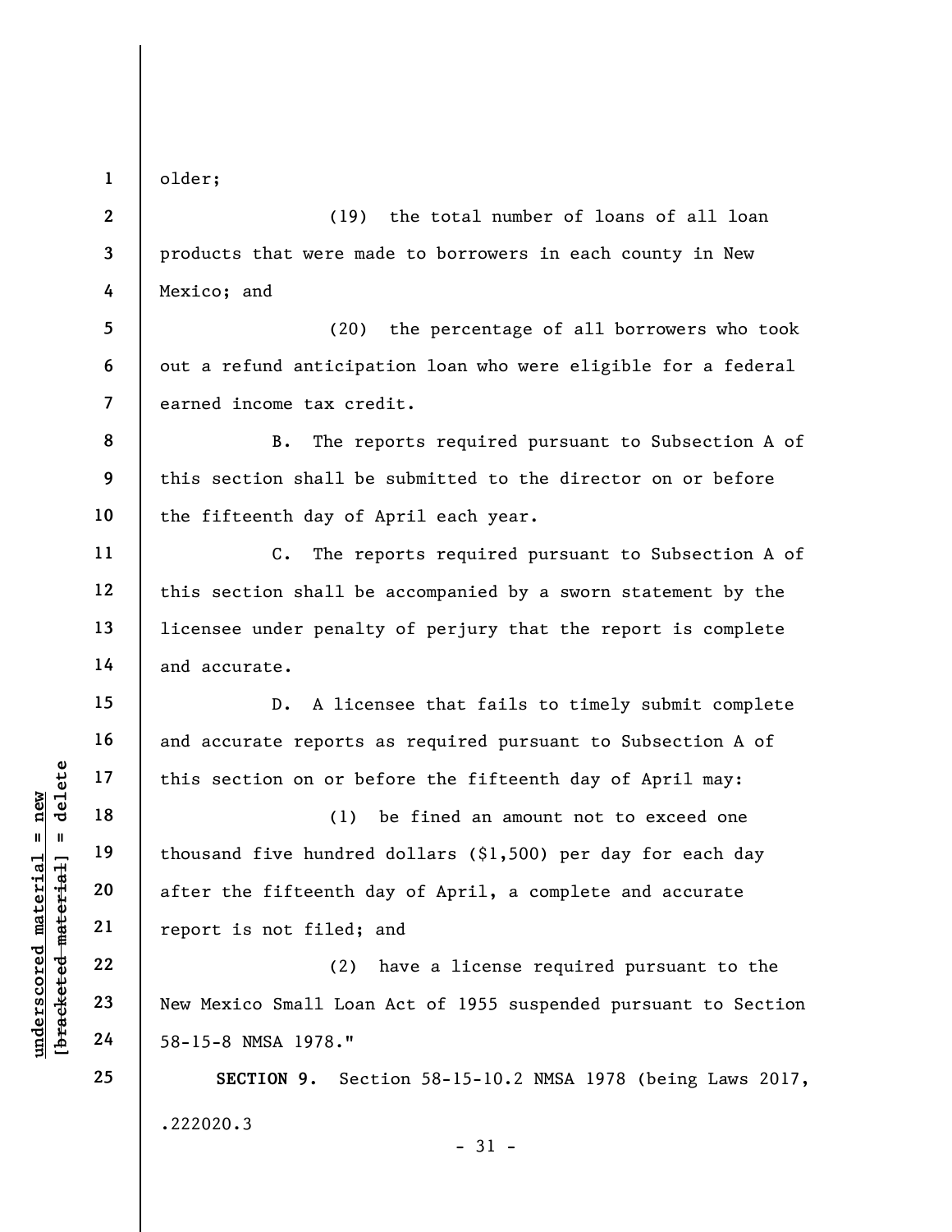older;

(19) the total number of loans of all loan products that were made to borrowers in each county in New Mexico; and

(20) the percentage of all borrowers who took out a refund anticipation loan who were eligible for a federal earned income tax credit.

B. The reports required pursuant to Subsection A of this section shall be submitted to the director on or before the fifteenth day of April each year.

C. The reports required pursuant to Subsection A of this section shall be accompanied by a sworn statement by the licensee under penalty of perjury that the report is complete and accurate.

D. A licensee that fails to timely submit complete and accurate reports as required pursuant to Subsection A of this section on or before the fifteenth day of April may:

(1) be fined an amount not to exceed one thousand five hundred dollars ($1,500) per day for each day after the fifteenth day of April, a complete and accurate report is not filed; and

(2) have a license required pursuant to the New Mexico Small Loan Act of 1955 suspended pursuant to Section 58-15-8 NMSA 1978."

**SECTION 9.** Section 58-15-10.2 NMSA 1978 (being Laws 2017,

.222020.3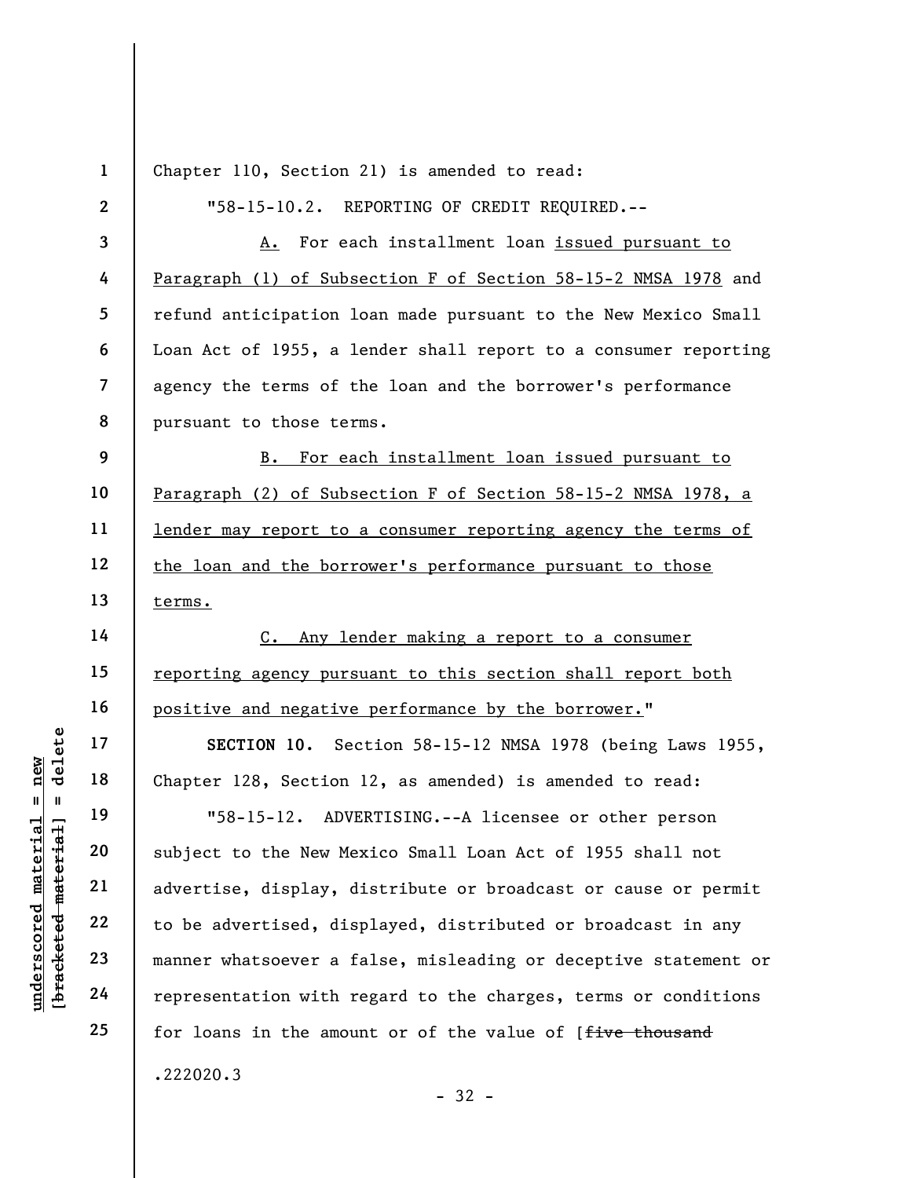Chapter 110, Section 21) is amended to read:

"58-15-10.2. REPORTING OF CREDIT REQUIRED.--

A. For each installment loan issued pursuant to Paragraph (1) of Subsection F of Section 58-15-2 NMSA 1978 and refund anticipation loan made pursuant to the New Mexico Small Loan Act of 1955, a lender shall report to a consumer reporting agency the terms of the loan and the borrower's performance pursuant to those terms.

B. For each installment loan issued pursuant to Paragraph (2) of Subsection F of Section 58-15-2 NMSA 1978, a lender may report to a consumer reporting agency the terms of the loan and the borrower's performance pursuant to those terms.

C. Any lender making a report to a consumer reporting agency pursuant to this section shall report both positive and negative performance by the borrower."

**SECTION 10.** Section 58-15-12 NMSA 1978 (being Laws 1955, Chapter 128, Section 12, as amended) is amended to read:

"58-15-12. ADVERTISING.--A licensee or other person subject to the New Mexico Small Loan Act of 1955 shall not advertise, display, distribute or broadcast or cause or permit to be advertised, displayed, distributed or broadcast in any manner whatsoever a false, misleading or deceptive statement or representation with regard to the charges, terms or conditions for loans in the amount or of the value of [~~five thousand~~

.222020.3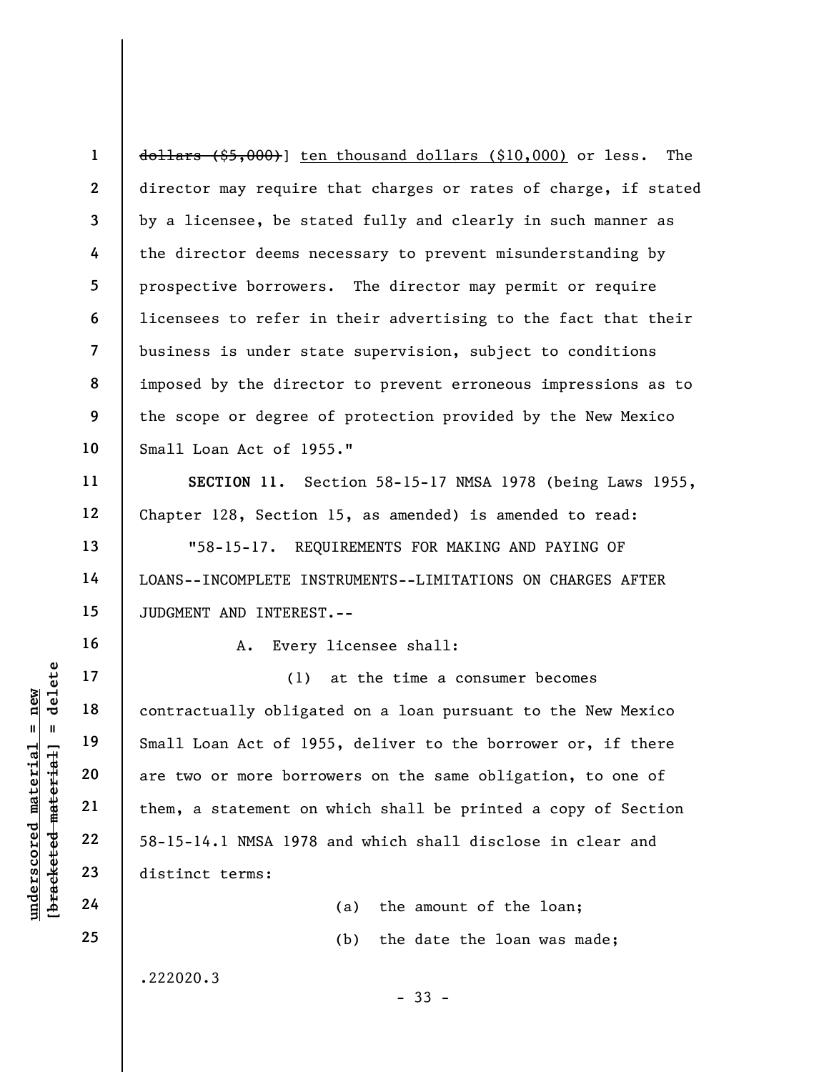~~dollars ($5,000)~~] ten thousand dollars ($10,000) or less. The director may require that charges or rates of charge, if stated by a licensee, be stated fully and clearly in such manner as the director deems necessary to prevent misunderstanding by prospective borrowers. The director may permit or require licensees to refer in their advertising to the fact that their business is under state supervision, subject to conditions imposed by the director to prevent erroneous impressions as to the scope or degree of protection provided by the New Mexico Small Loan Act of 1955."

**SECTION 11.** Section 58-15-17 NMSA 1978 (being Laws 1955, Chapter 128, Section 15, as amended) is amended to read:

"58-15-17. REQUIREMENTS FOR MAKING AND PAYING OF LOANS--INCOMPLETE INSTRUMENTS--LIMITATIONS ON CHARGES AFTER JUDGMENT AND INTEREST.--

A. Every licensee shall:

(1) at the time a consumer becomes contractually obligated on a loan pursuant to the New Mexico Small Loan Act of 1955, deliver to the borrower or, if there are two or more borrowers on the same obligation, to one of them, a statement on which shall be printed a copy of Section 58-15-14.1 NMSA 1978 and which shall disclose in clear and distinct terms:

(a) the amount of the loan;

(b) the date the loan was made;

.222020.3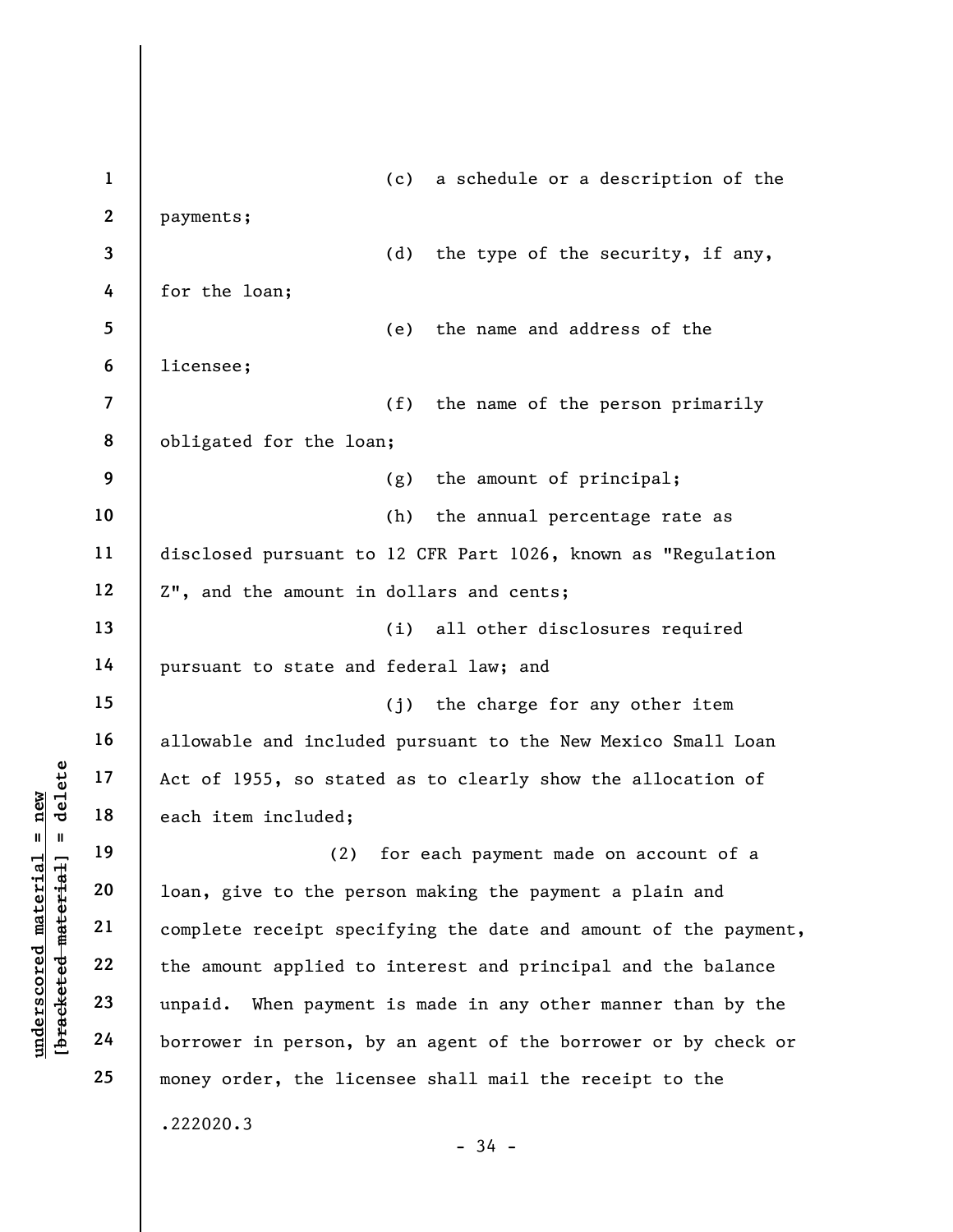(c) a schedule or a description of the payments;

(d) the type of the security, if any, for the loan;

(e) the name and address of the licensee;

(f) the name of the person primarily obligated for the loan;

(g) the amount of principal;

(h) the annual percentage rate as disclosed pursuant to 12 CFR Part 1026, known as "Regulation Z", and the amount in dollars and cents;

(i) all other disclosures required pursuant to state and federal law; and

(j) the charge for any other item allowable and included pursuant to the New Mexico Small Loan Act of 1955, so stated as to clearly show the allocation of each item included;

(2) for each payment made on account of a loan, give to the person making the payment a plain and complete receipt specifying the date and amount of the payment, the amount applied to interest and principal and the balance unpaid. When payment is made in any other manner than by the borrower in person, by an agent of the borrower or by check or money order, the licensee shall mail the receipt to the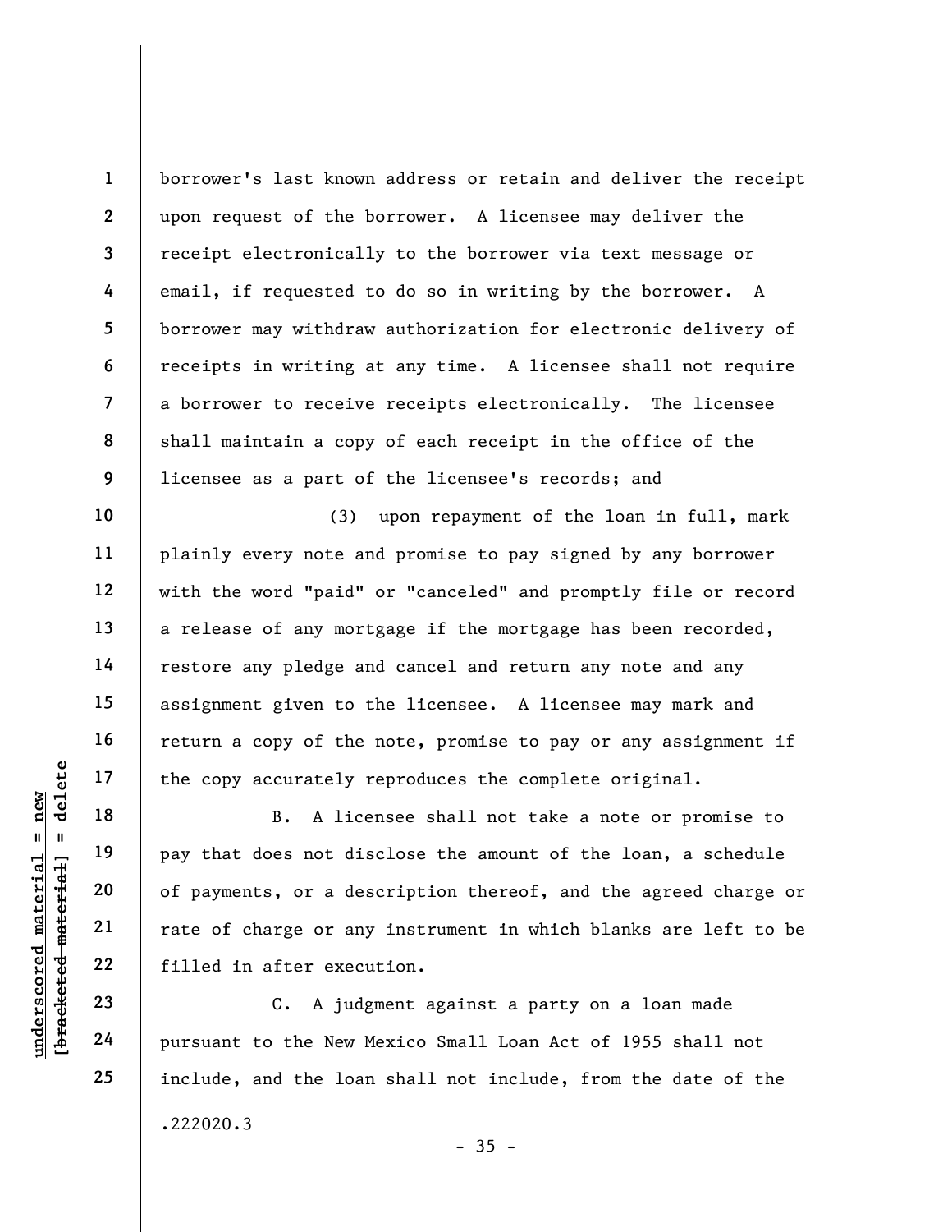borrower's last known address or retain and deliver the receipt upon request of the borrower. A licensee may deliver the receipt electronically to the borrower via text message or email, if requested to do so in writing by the borrower. A borrower may withdraw authorization for electronic delivery of receipts in writing at any time. A licensee shall not require a borrower to receive receipts electronically. The licensee shall maintain a copy of each receipt in the office of the licensee as a part of the licensee's records; and

(3) upon repayment of the loan in full, mark plainly every note and promise to pay signed by any borrower with the word "paid" or "canceled" and promptly file or record a release of any mortgage if the mortgage has been recorded, restore any pledge and cancel and return any note and any assignment given to the licensee. A licensee may mark and return a copy of the note, promise to pay or any assignment if the copy accurately reproduces the complete original.

B. A licensee shall not take a note or promise to pay that does not disclose the amount of the loan, a schedule of payments, or a description thereof, and the agreed charge or rate of charge or any instrument in which blanks are left to be filled in after execution.

C. A judgment against a party on a loan made pursuant to the New Mexico Small Loan Act of 1955 shall not include, and the loan shall not include, from the date of the

.222020.3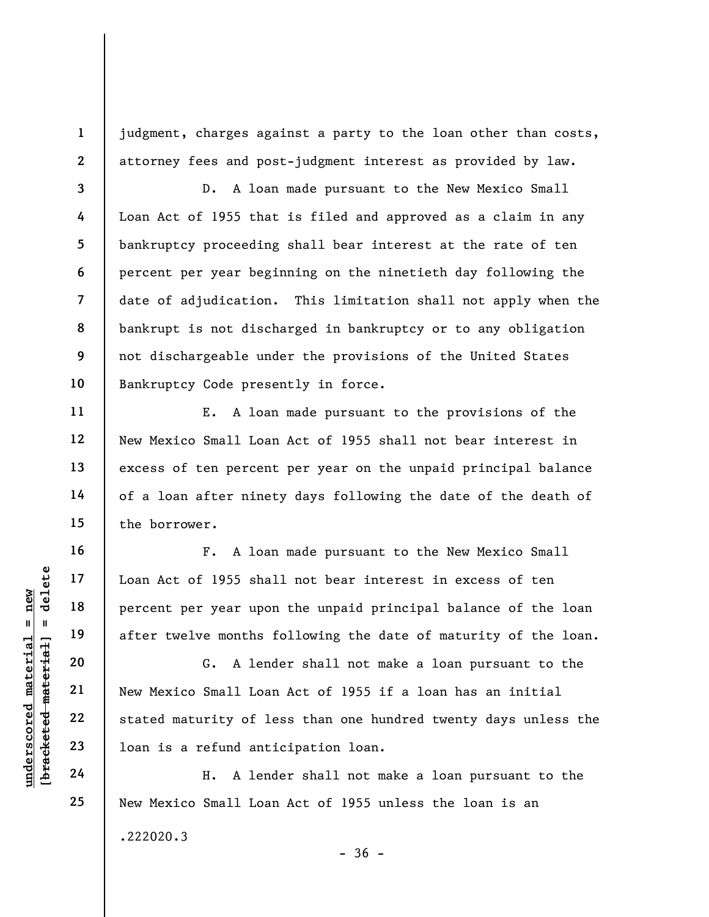judgment, charges against a party to the loan other than costs, attorney fees and post-judgment interest as provided by law.

D. A loan made pursuant to the New Mexico Small Loan Act of 1955 that is filed and approved as a claim in any bankruptcy proceeding shall bear interest at the rate of ten percent per year beginning on the ninetieth day following the date of adjudication. This limitation shall not apply when the bankrupt is not discharged in bankruptcy or to any obligation not dischargeable under the provisions of the United States Bankruptcy Code presently in force.

E. A loan made pursuant to the provisions of the New Mexico Small Loan Act of 1955 shall not bear interest in excess of ten percent per year on the unpaid principal balance of a loan after ninety days following the date of the death of the borrower.

F. A loan made pursuant to the New Mexico Small Loan Act of 1955 shall not bear interest in excess of ten percent per year upon the unpaid principal balance of the loan after twelve months following the date of maturity of the loan.

G. A lender shall not make a loan pursuant to the New Mexico Small Loan Act of 1955 if a loan has an initial stated maturity of less than one hundred twenty days unless the loan is a refund anticipation loan.

H. A lender shall not make a loan pursuant to the New Mexico Small Loan Act of 1955 unless the loan is an

.222020.3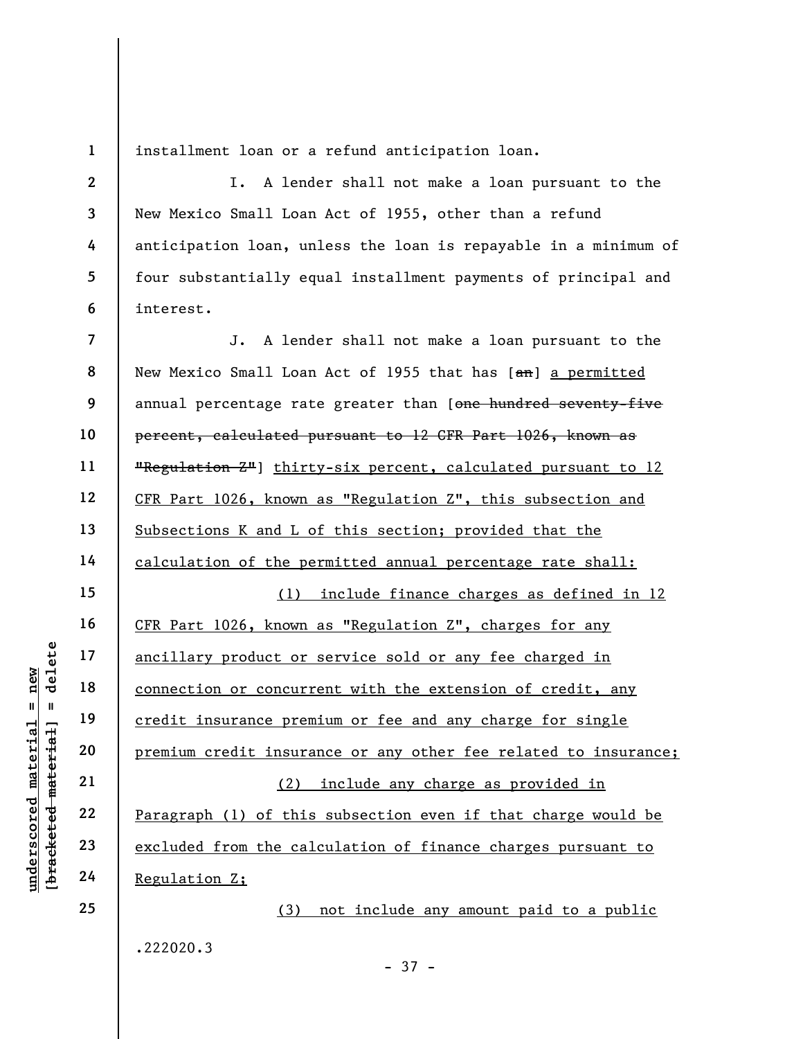installment loan or a refund anticipation loan.

I. A lender shall not make a loan pursuant to the New Mexico Small Loan Act of 1955, other than a refund anticipation loan, unless the loan is repayable in a minimum of four substantially equal installment payments of principal and interest.

J. A lender shall not make a loan pursuant to the New Mexico Small Loan Act of 1955 that has [~~an~~] <u>a permitted</u> annual percentage rate greater than [~~one hundred seventy-five percent, calculated pursuant to 12 CFR Part 1026, known as "Regulation Z"~~] <u>thirty-six percent, calculated pursuant to 12 CFR Part 1026, known as "Regulation Z", this subsection and Subsections K and L of this section; provided that the calculation of the permitted annual percentage rate shall:</u>

<u>(1) include finance charges as defined in 12 CFR Part 1026, known as "Regulation Z", charges for any ancillary product or service sold or any fee charged in connection or concurrent with the extension of credit, any credit insurance premium or fee and any charge for single premium credit insurance or any other fee related to insurance;</u>

<u>(2) include any charge as provided in Paragraph (1) of this subsection even if that charge would be excluded from the calculation of finance charges pursuant to Regulation Z;</u>

<u>(3) not include any amount paid to a public</u>

.222020.3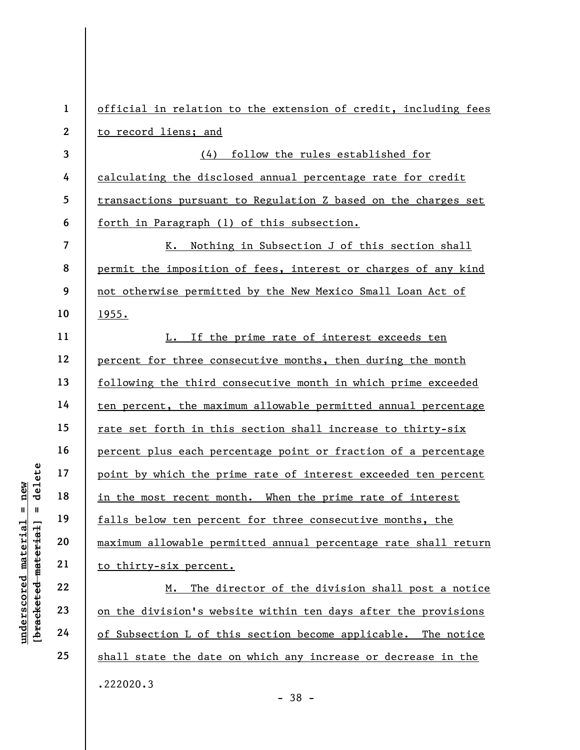official in relation to the extension of credit, including fees to record liens; and

(4) follow the rules established for calculating the disclosed annual percentage rate for credit transactions pursuant to Regulation Z based on the charges set forth in Paragraph (1) of this subsection.

K. Nothing in Subsection J of this section shall permit the imposition of fees, interest or charges of any kind not otherwise permitted by the New Mexico Small Loan Act of 1955.

L. If the prime rate of interest exceeds ten percent for three consecutive months, then during the month following the third consecutive month in which prime exceeded ten percent, the maximum allowable permitted annual percentage rate set forth in this section shall increase to thirty-six percent plus each percentage point or fraction of a percentage point by which the prime rate of interest exceeded ten percent in the most recent month. When the prime rate of interest falls below ten percent for three consecutive months, the maximum allowable permitted annual percentage rate shall return to thirty-six percent.

M. The director of the division shall post a notice on the division's website within ten days after the provisions of Subsection L of this section become applicable. The notice shall state the date on which any increase or decrease in the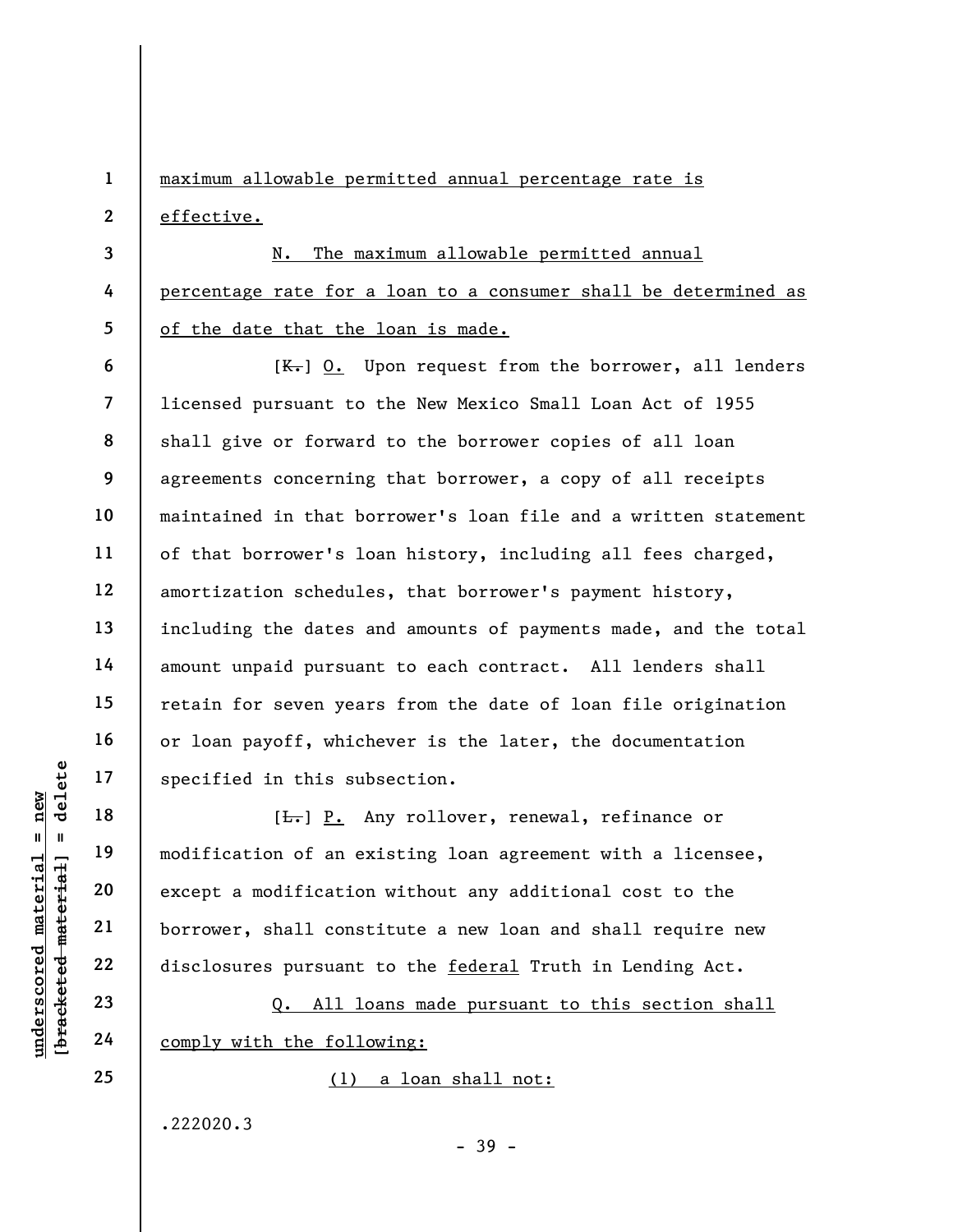maximum allowable permitted annual percentage rate is effective.

N. The maximum allowable permitted annual percentage rate for a loan to a consumer shall be determined as of the date that the loan is made.

[K.] O. Upon request from the borrower, all lenders licensed pursuant to the New Mexico Small Loan Act of 1955 shall give or forward to the borrower copies of all loan agreements concerning that borrower, a copy of all receipts maintained in that borrower's loan file and a written statement of that borrower's loan history, including all fees charged, amortization schedules, that borrower's payment history, including the dates and amounts of payments made, and the total amount unpaid pursuant to each contract. All lenders shall retain for seven years from the date of loan file origination or loan payoff, whichever is the later, the documentation specified in this subsection.

[L.] P. Any rollover, renewal, refinance or modification of an existing loan agreement with a licensee, except a modification without any additional cost to the borrower, shall constitute a new loan and shall require new disclosures pursuant to the federal Truth in Lending Act.

Q. All loans made pursuant to this section shall comply with the following:

(1) a loan shall not:

.222020.3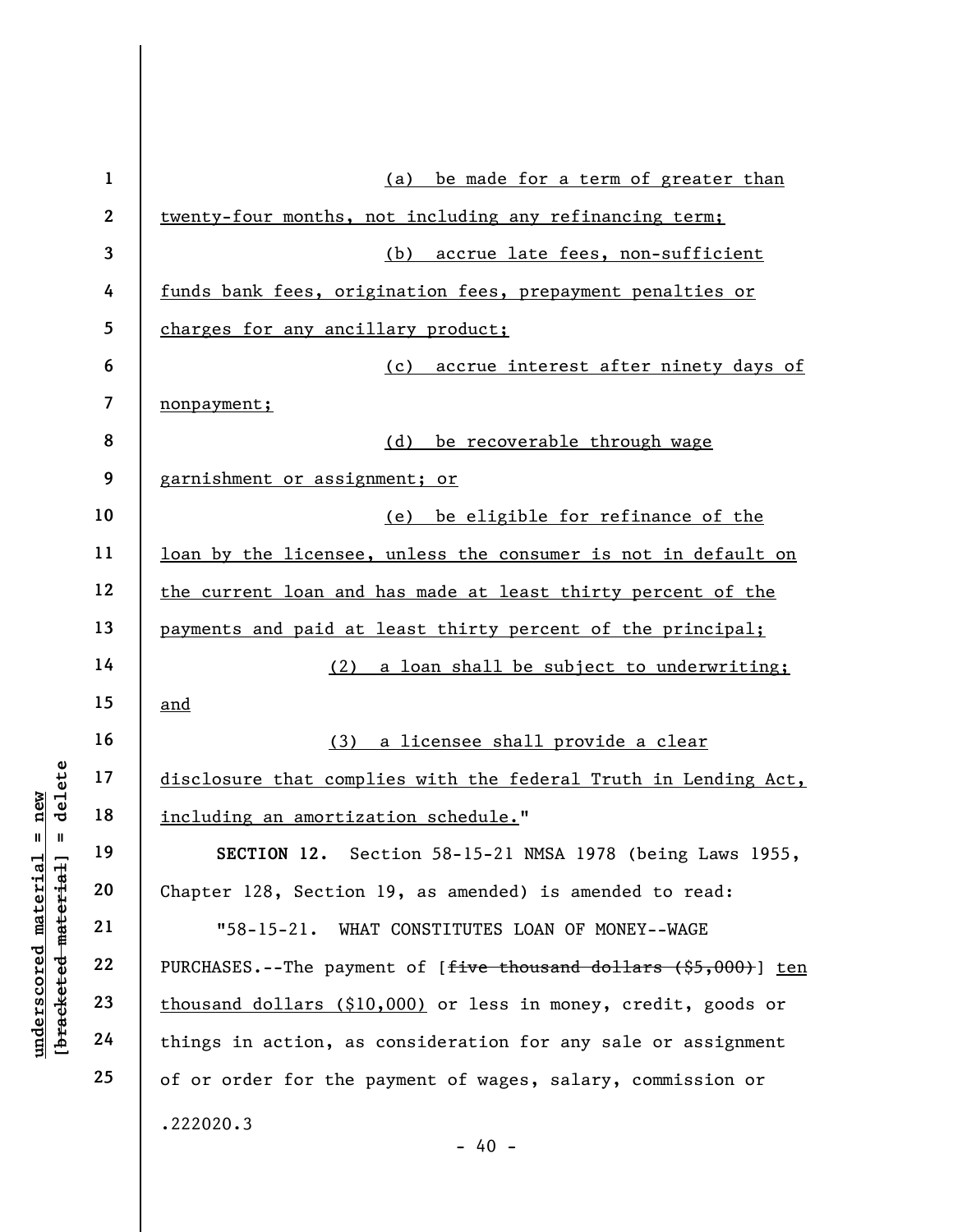(a) be made for a term of greater than twenty-four months, not including any refinancing term;

(b) accrue late fees, non-sufficient funds bank fees, origination fees, prepayment penalties or charges for any ancillary product;

(c) accrue interest after ninety days of nonpayment;

(d) be recoverable through wage garnishment or assignment; or

(e) be eligible for refinance of the loan by the licensee, unless the consumer is not in default on the current loan and has made at least thirty percent of the payments and paid at least thirty percent of the principal;

(2) a loan shall be subject to underwriting; and

(3) a licensee shall provide a clear disclosure that complies with the federal Truth in Lending Act, including an amortization schedule."

**SECTION 12.** Section 58-15-21 NMSA 1978 (being Laws 1955, Chapter 128, Section 19, as amended) is amended to read:

"58-15-21. WHAT CONSTITUTES LOAN OF MONEY--WAGE PURCHASES.--The payment of [~~five thousand dollars ($5,000)~~] ten thousand dollars ($10,000) or less in money, credit, goods or things in action, as consideration for any sale or assignment of or order for the payment of wages, salary, commission or

.222020.3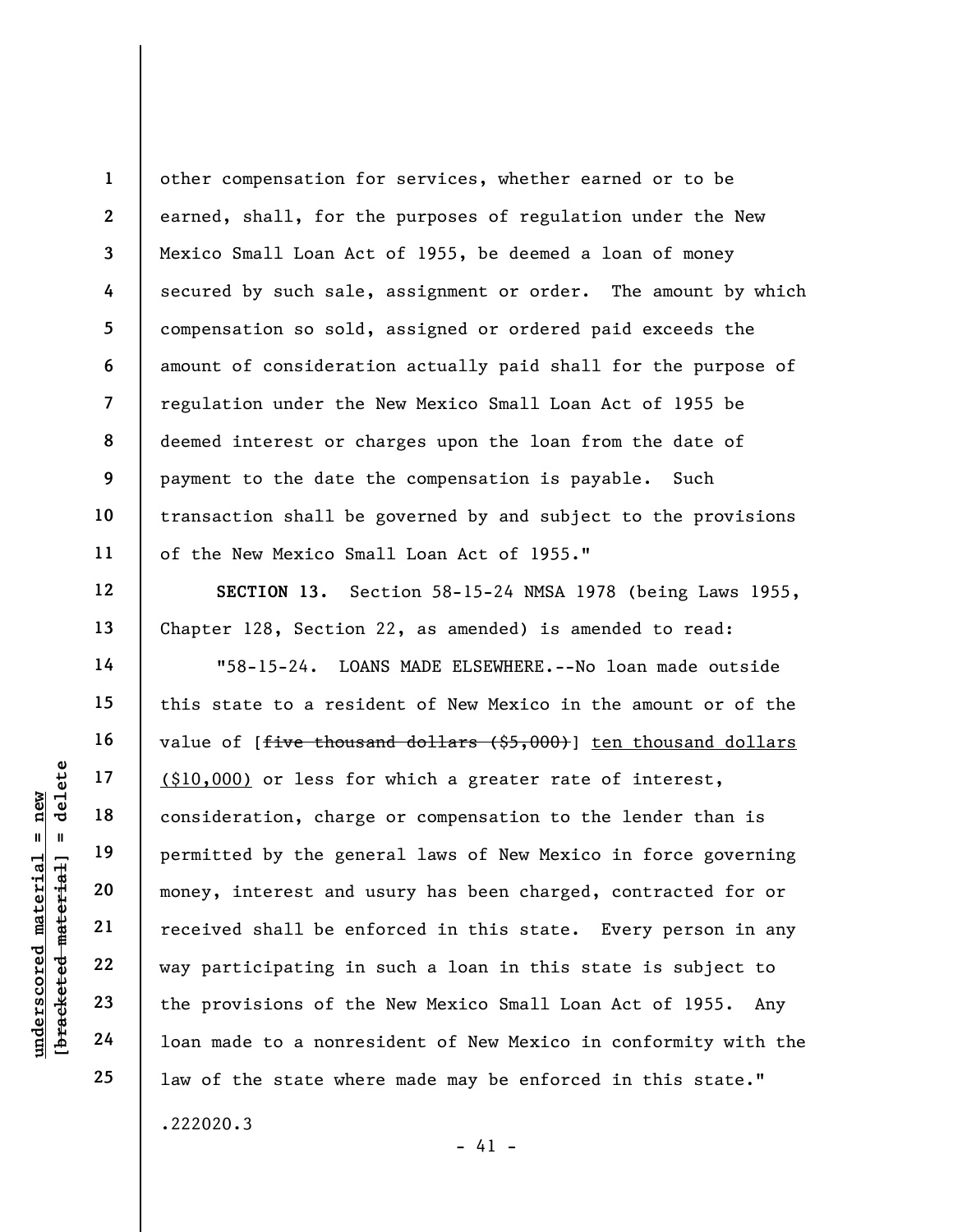other compensation for services, whether earned or to be earned, shall, for the purposes of regulation under the New Mexico Small Loan Act of 1955, be deemed a loan of money secured by such sale, assignment or order. The amount by which compensation so sold, assigned or ordered paid exceeds the amount of consideration actually paid shall for the purpose of regulation under the New Mexico Small Loan Act of 1955 be deemed interest or charges upon the loan from the date of payment to the date the compensation is payable. Such transaction shall be governed by and subject to the provisions of the New Mexico Small Loan Act of 1955."

**SECTION 13.** Section 58-15-24 NMSA 1978 (being Laws 1955, Chapter 128, Section 22, as amended) is amended to read:

"58-15-24. LOANS MADE ELSEWHERE.--No loan made outside this state to a resident of New Mexico in the amount or of the value of [~~five thousand dollars ($5,000)~~] <u>ten thousand dollars ($10,000)</u> or less for which a greater rate of interest, consideration, charge or compensation to the lender than is permitted by the general laws of New Mexico in force governing money, interest and usury has been charged, contracted for or received shall be enforced in this state. Every person in any way participating in such a loan in this state is subject to the provisions of the New Mexico Small Loan Act of 1955. Any loan made to a nonresident of New Mexico in conformity with the law of the state where made may be enforced in this state."

.222020.3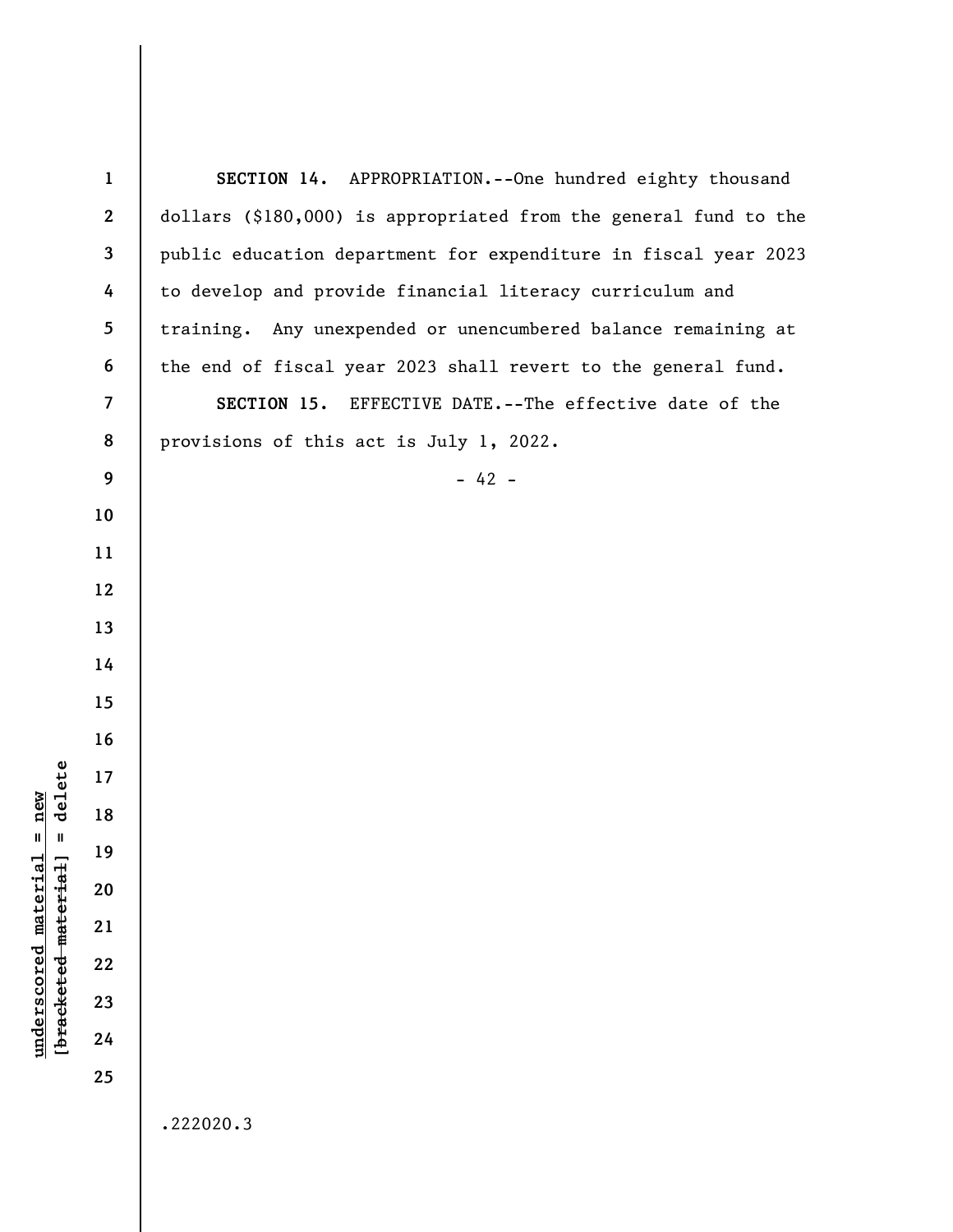**SECTION 14.** APPROPRIATION.--One hundred eighty thousand dollars ($180,000) is appropriated from the general fund to the public education department for expenditure in fiscal year 2023 to develop and provide financial literacy curriculum and training. Any unexpended or unencumbered balance remaining at the end of fiscal year 2023 shall revert to the general fund.

**SECTION 15.** EFFECTIVE DATE.--The effective date of the provisions of this act is July 1, 2022.

.222020.3